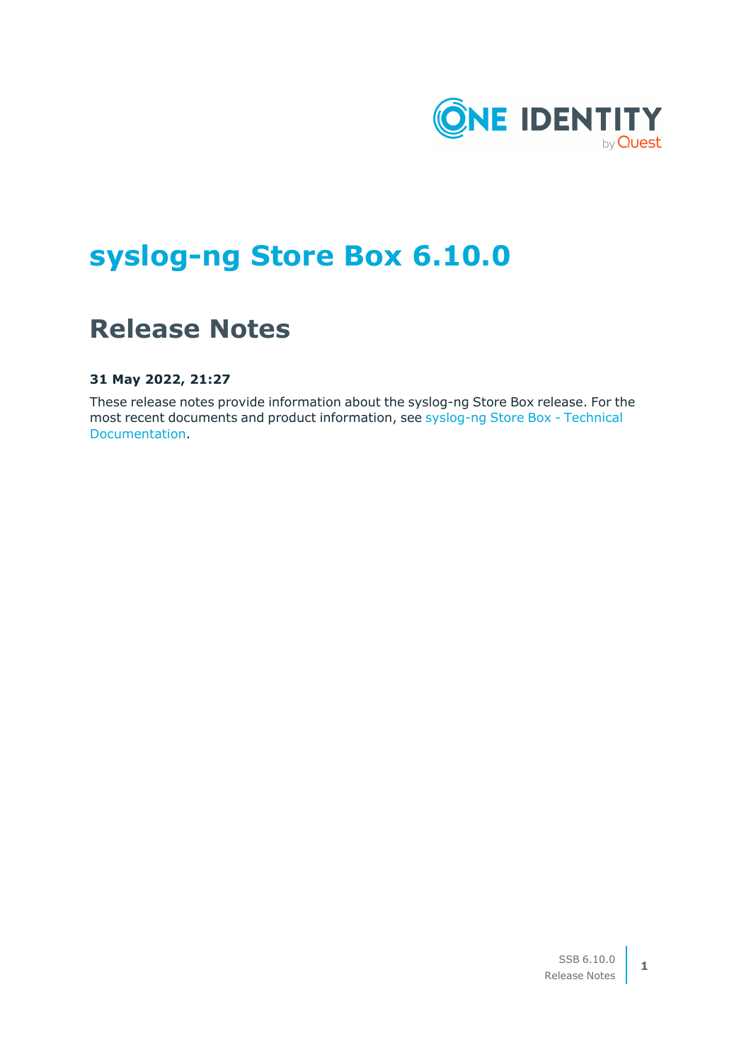# syslog-ng Store Box 6.10.0

## Release Notes

**31 May 2022, 21:27**

These release notes provide information about the syslog-ng Store Box release. For the most recent documents and product information, see syslog-ng Store Box - Technical Documentation.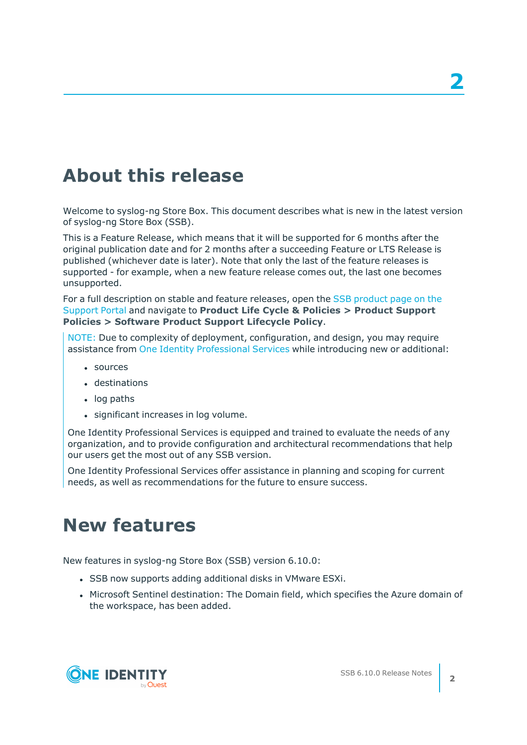# About this release

Welcome to syslog-ng Store Box. This document describes what is new in the latest version of syslog-ng Store Box (SSB).

This is a Feature Release, which means that it will be supported for 6 months after the original publication date and for 2 months after a succeeding Feature or LTS Release is published (whichever date is later). Note that only the last of the feature releases is supported - for example, when a new feature release comes out, the last one becomes unsupported.

For a full description on stable and feature releases, open the SSB product page on the Support Portal and navigate to **Product Life Cycle & Policies > Product Support Policies > Software Product Support Lifecycle Policy**.

> NOTE: Due to complexity of deployment, configuration, and design, you may require assistance from One Identity Professional Services while introducing new or additional:
>
> - sources
> - destinations
> - log paths
> - significant increases in log volume.
>
> One Identity Professional Services is equipped and trained to evaluate the needs of any organization, and to provide configuration and architectural recommendations that help our users get the most out of any SSB version.
>
> One Identity Professional Services offer assistance in planning and scoping for current needs, as well as recommendations for the future to ensure success.

# New features

New features in syslog-ng Store Box (SSB) version 6.10.0:

- SSB now supports adding additional disks in VMware ESXi.
- Microsoft Sentinel destination: The Domain field, which specifies the Azure domain of the workspace, has been added.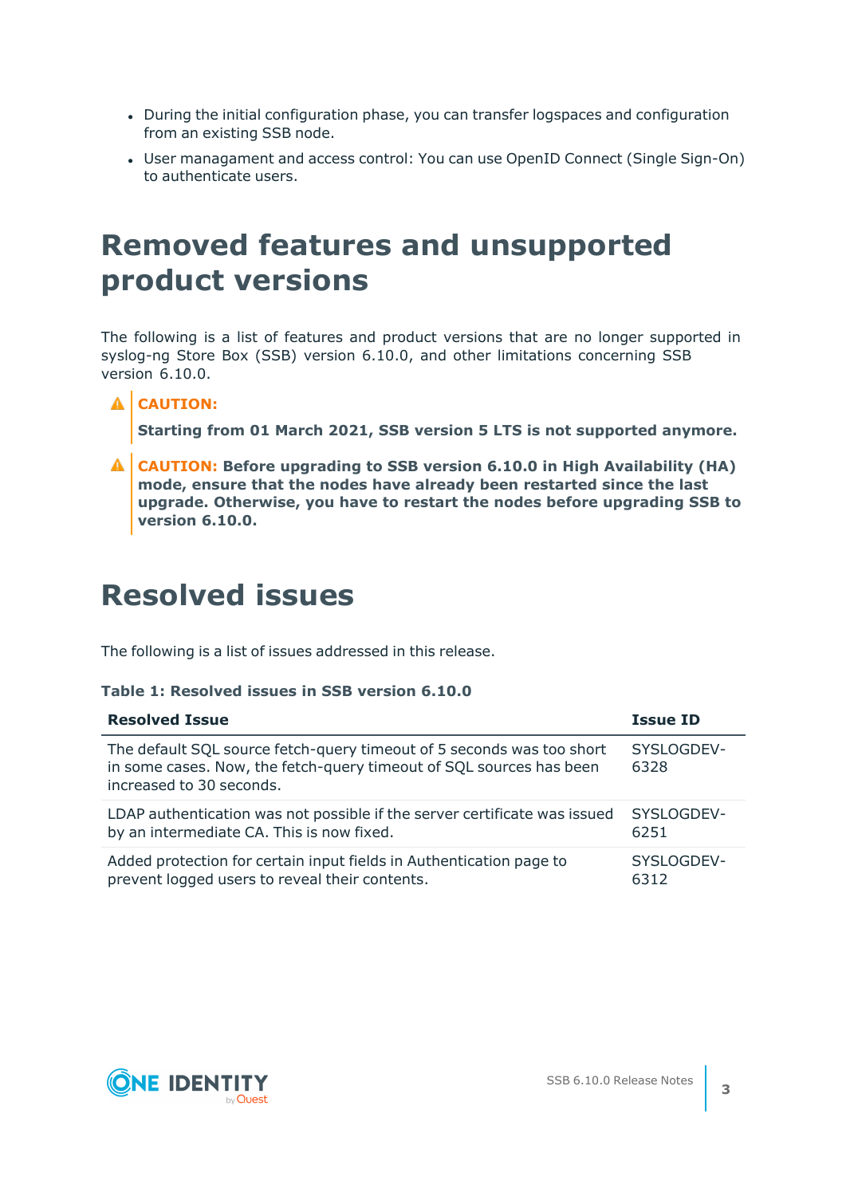- During the initial configuration phase, you can transfer logspaces and configuration from an existing SSB node.
- User managament and access control: You can use OpenID Connect (Single Sign-On) to authenticate users.

# Removed features and unsupported product versions

The following is a list of features and product versions that are no longer supported in syslog-ng Store Box (SSB) version 6.10.0, and other limitations concerning SSB version 6.10.0.

> **CAUTION:**
>
> **Starting from 01 March 2021, SSB version 5 LTS is not supported anymore.**

> **CAUTION: Before upgrading to SSB version 6.10.0 in High Availability (HA) mode, ensure that the nodes have already been restarted since the last upgrade. Otherwise, you have to restart the nodes before upgrading SSB to version 6.10.0.**

# Resolved issues

The following is a list of issues addressed in this release.

**Table 1: Resolved issues in SSB version 6.10.0**

| Resolved Issue | Issue ID |
|---|---|
| The default SQL source fetch-query timeout of 5 seconds was too short in some cases. Now, the fetch-query timeout of SQL sources has been increased to 30 seconds. | SYSLOGDEV-6328 |
| LDAP authentication was not possible if the server certificate was issued by an intermediate CA. This is now fixed. | SYSLOGDEV-6251 |
| Added protection for certain input fields in Authentication page to prevent logged users to reveal their contents. | SYSLOGDEV-6312 |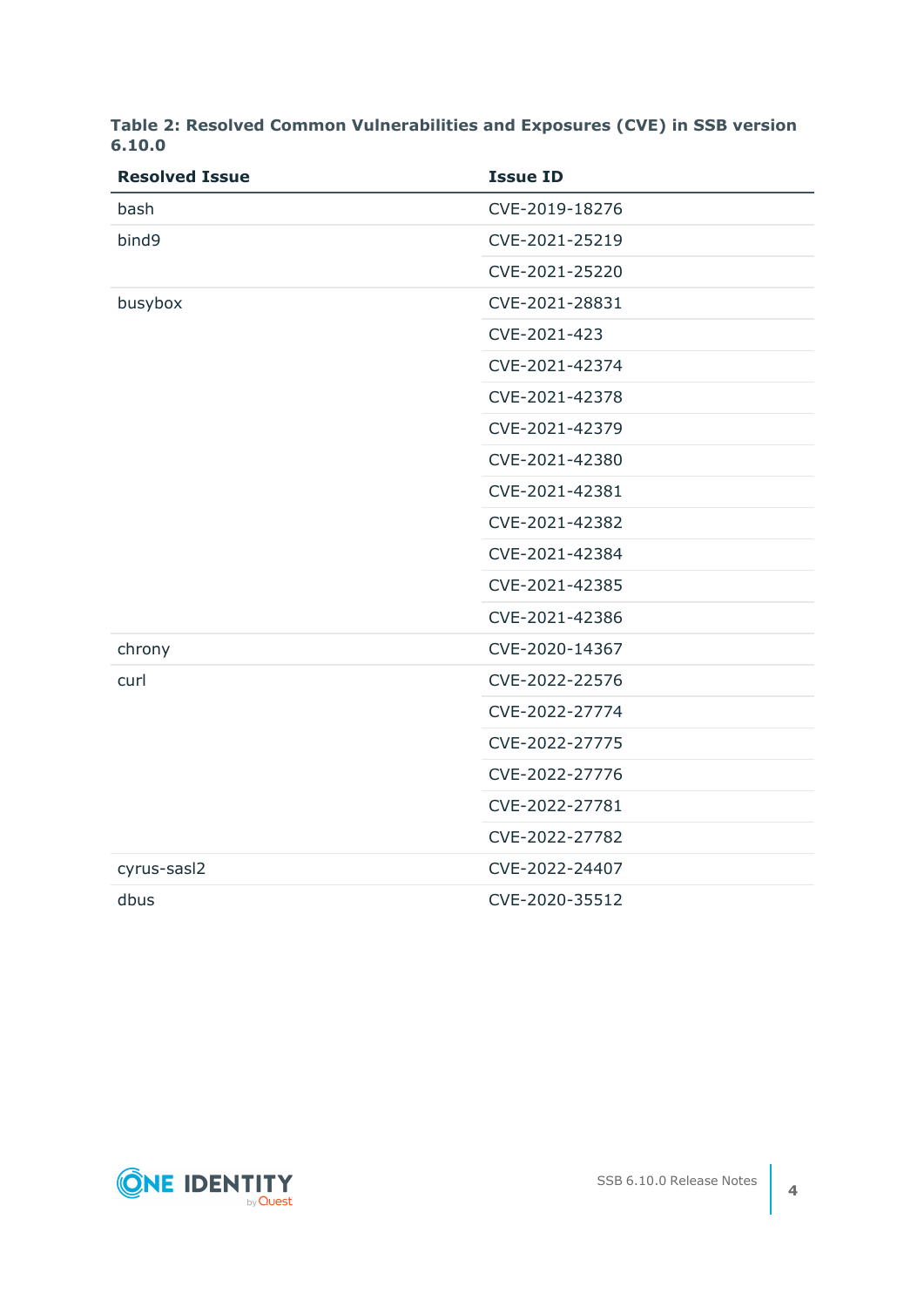**Table 2: Resolved Common Vulnerabilities and Exposures (CVE) in SSB version 6.10.0**

| Resolved Issue | Issue ID |
|---|---|
| bash | CVE-2019-18276 |
| bind9 | CVE-2021-25219 |
| | CVE-2021-25220 |
| busybox | CVE-2021-28831 |
| | CVE-2021-423 |
| | CVE-2021-42374 |
| | CVE-2021-42378 |
| | CVE-2021-42379 |
| | CVE-2021-42380 |
| | CVE-2021-42381 |
| | CVE-2021-42382 |
| | CVE-2021-42384 |
| | CVE-2021-42385 |
| | CVE-2021-42386 |
| chrony | CVE-2020-14367 |
| curl | CVE-2022-22576 |
| | CVE-2022-27774 |
| | CVE-2022-27775 |
| | CVE-2022-27776 |
| | CVE-2022-27781 |
| | CVE-2022-27782 |
| cyrus-sasl2 | CVE-2022-24407 |
| dbus | CVE-2020-35512 |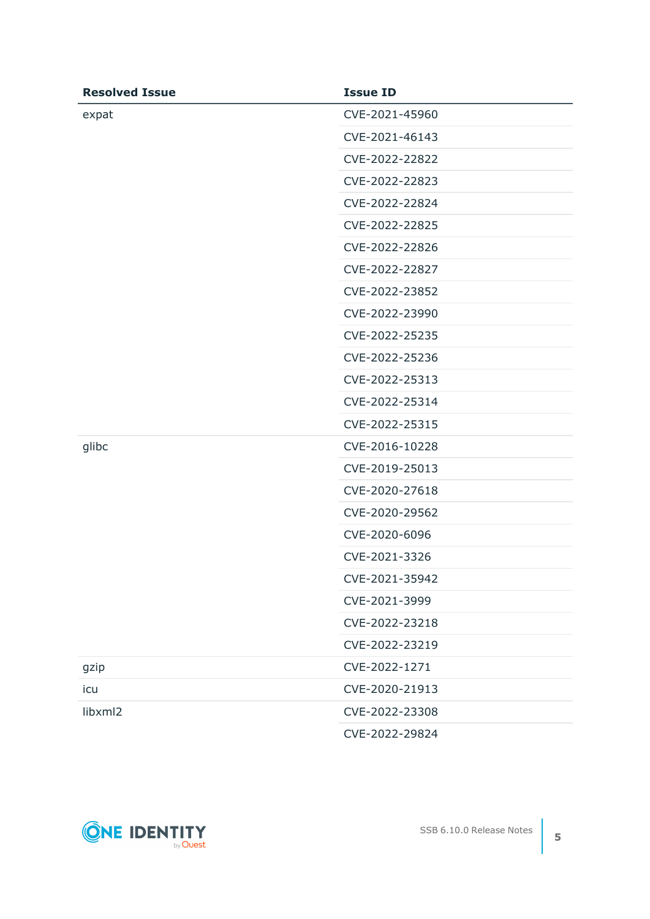| Resolved Issue | Issue ID |
| --- | --- |
| expat | CVE-2021-45960 |
| | CVE-2021-46143 |
| | CVE-2022-22822 |
| | CVE-2022-22823 |
| | CVE-2022-22824 |
| | CVE-2022-22825 |
| | CVE-2022-22826 |
| | CVE-2022-22827 |
| | CVE-2022-23852 |
| | CVE-2022-23990 |
| | CVE-2022-25235 |
| | CVE-2022-25236 |
| | CVE-2022-25313 |
| | CVE-2022-25314 |
| | CVE-2022-25315 |
| glibc | CVE-2016-10228 |
| | CVE-2019-25013 |
| | CVE-2020-27618 |
| | CVE-2020-29562 |
| | CVE-2020-6096 |
| | CVE-2021-3326 |
| | CVE-2021-35942 |
| | CVE-2021-3999 |
| | CVE-2022-23218 |
| | CVE-2022-23219 |
| gzip | CVE-2022-1271 |
| icu | CVE-2020-21913 |
| libxml2 | CVE-2022-23308 |
| | CVE-2022-29824 |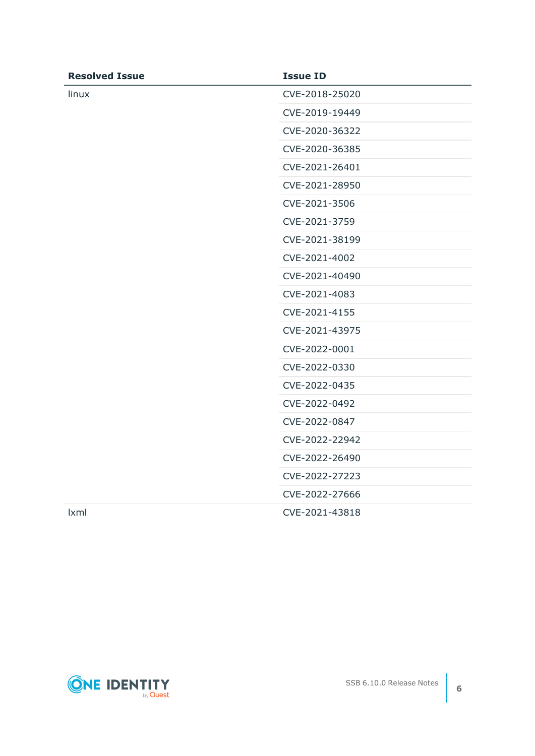| Resolved Issue | Issue ID |
| --- | --- |
| linux | CVE-2018-25020 |
| | CVE-2019-19449 |
| | CVE-2020-36322 |
| | CVE-2020-36385 |
| | CVE-2021-26401 |
| | CVE-2021-28950 |
| | CVE-2021-3506 |
| | CVE-2021-3759 |
| | CVE-2021-38199 |
| | CVE-2021-4002 |
| | CVE-2021-40490 |
| | CVE-2021-4083 |
| | CVE-2021-4155 |
| | CVE-2021-43975 |
| | CVE-2022-0001 |
| | CVE-2022-0330 |
| | CVE-2022-0435 |
| | CVE-2022-0492 |
| | CVE-2022-0847 |
| | CVE-2022-22942 |
| | CVE-2022-26490 |
| | CVE-2022-27223 |
| | CVE-2022-27666 |
| lxml | CVE-2021-43818 |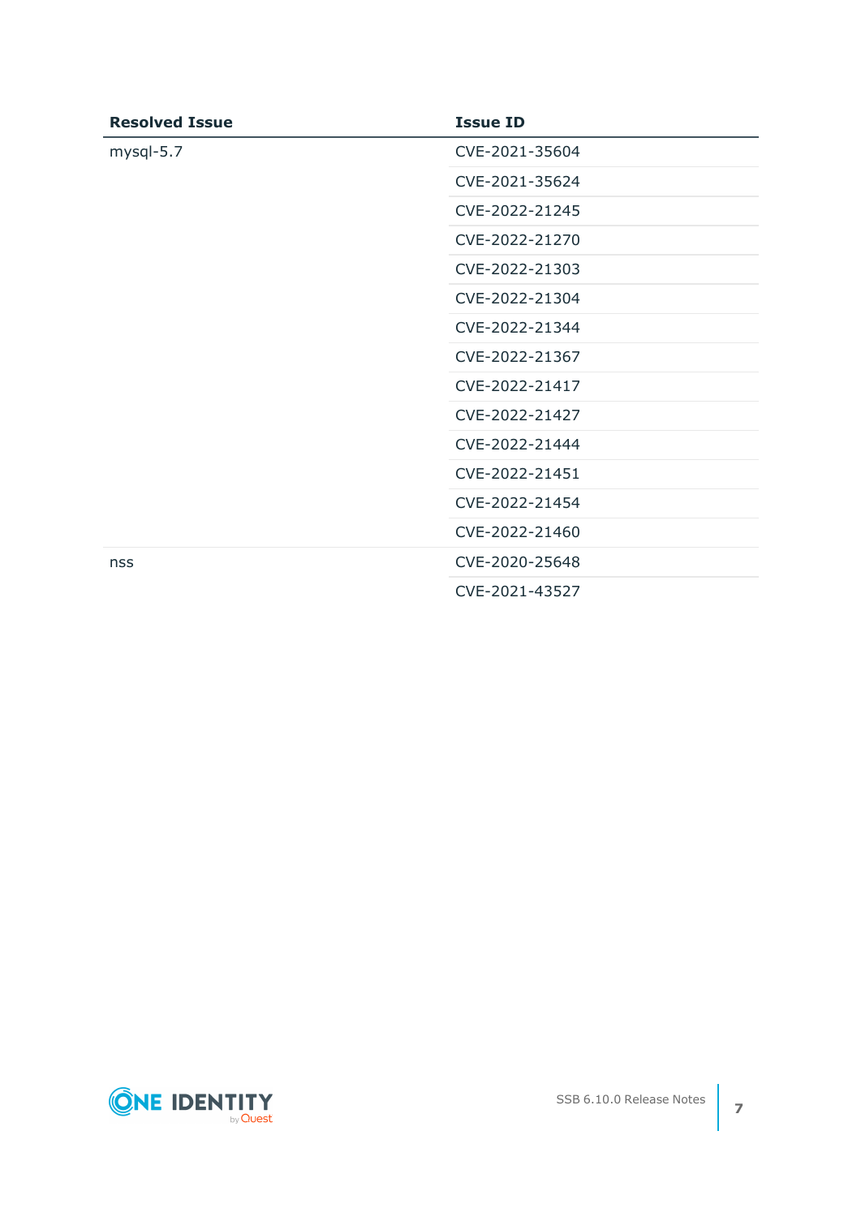| Resolved Issue | Issue ID |
| --- | --- |
| mysql-5.7 | CVE-2021-35604 |
| | CVE-2021-35624 |
| | CVE-2022-21245 |
| | CVE-2022-21270 |
| | CVE-2022-21303 |
| | CVE-2022-21304 |
| | CVE-2022-21344 |
| | CVE-2022-21367 |
| | CVE-2022-21417 |
| | CVE-2022-21427 |
| | CVE-2022-21444 |
| | CVE-2022-21451 |
| | CVE-2022-21454 |
| | CVE-2022-21460 |
| nss | CVE-2020-25648 |
| | CVE-2021-43527 |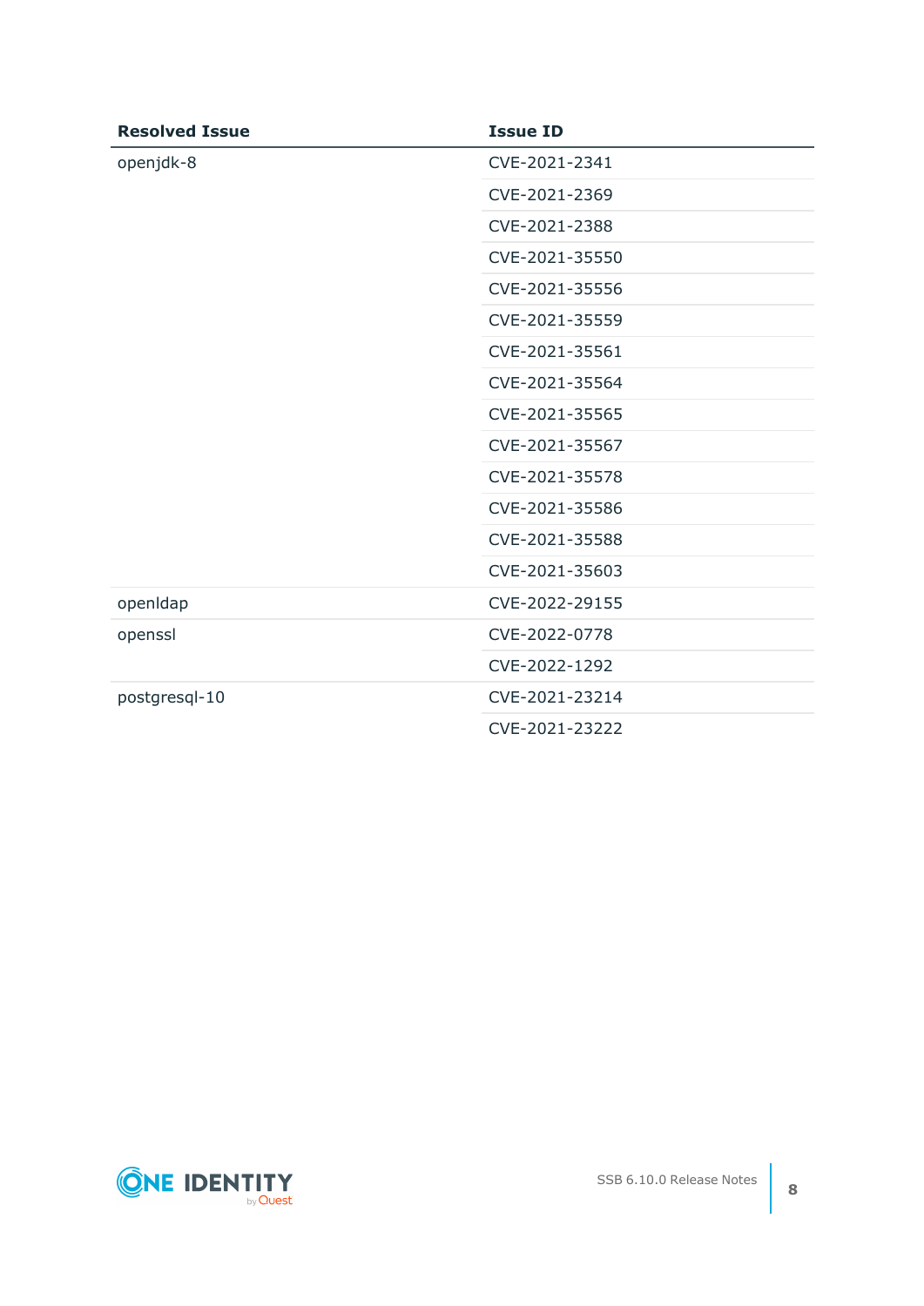| Resolved Issue | Issue ID |
| --- | --- |
| openjdk-8 | CVE-2021-2341 |
| | CVE-2021-2369 |
| | CVE-2021-2388 |
| | CVE-2021-35550 |
| | CVE-2021-35556 |
| | CVE-2021-35559 |
| | CVE-2021-35561 |
| | CVE-2021-35564 |
| | CVE-2021-35565 |
| | CVE-2021-35567 |
| | CVE-2021-35578 |
| | CVE-2021-35586 |
| | CVE-2021-35588 |
| | CVE-2021-35603 |
| openldap | CVE-2022-29155 |
| openssl | CVE-2022-0778 |
| | CVE-2022-1292 |
| postgresql-10 | CVE-2021-23214 |
| | CVE-2021-23222 |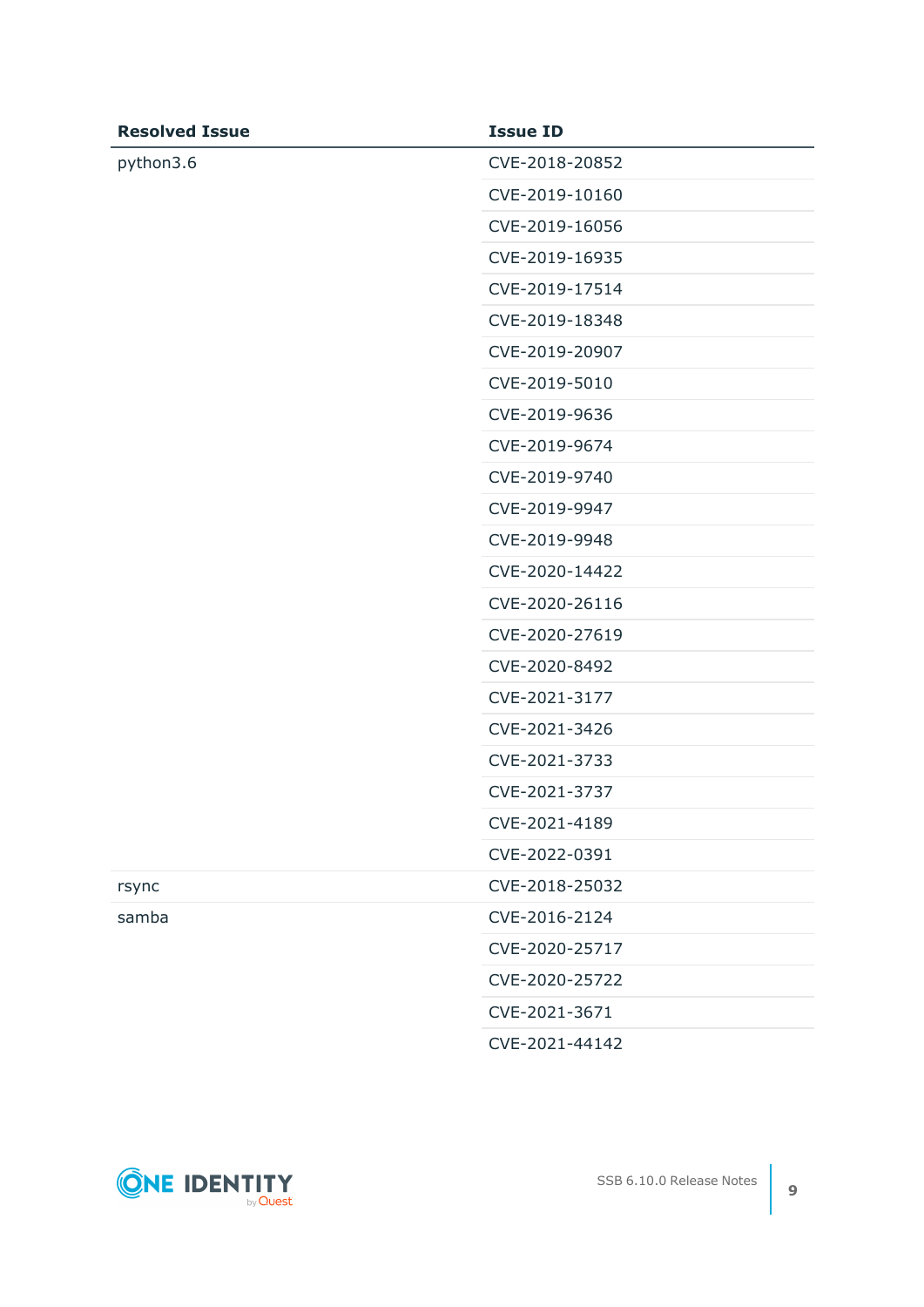| Resolved Issue | Issue ID |
|---|---|
| python3.6 | CVE-2018-20852 |
| | CVE-2019-10160 |
| | CVE-2019-16056 |
| | CVE-2019-16935 |
| | CVE-2019-17514 |
| | CVE-2019-18348 |
| | CVE-2019-20907 |
| | CVE-2019-5010 |
| | CVE-2019-9636 |
| | CVE-2019-9674 |
| | CVE-2019-9740 |
| | CVE-2019-9947 |
| | CVE-2019-9948 |
| | CVE-2020-14422 |
| | CVE-2020-26116 |
| | CVE-2020-27619 |
| | CVE-2020-8492 |
| | CVE-2021-3177 |
| | CVE-2021-3426 |
| | CVE-2021-3733 |
| | CVE-2021-3737 |
| | CVE-2021-4189 |
| | CVE-2022-0391 |
| rsync | CVE-2018-25032 |
| samba | CVE-2016-2124 |
| | CVE-2020-25717 |
| | CVE-2020-25722 |
| | CVE-2021-3671 |
| | CVE-2021-44142 |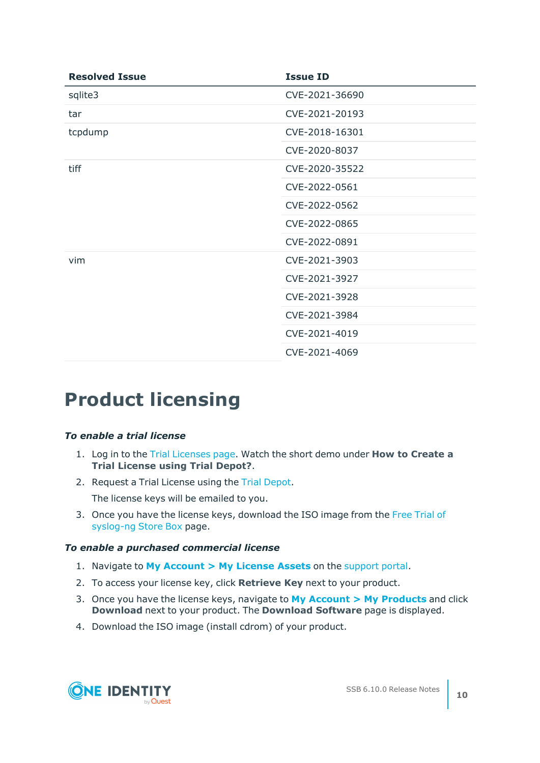| Resolved Issue | Issue ID |
| --- | --- |
| sqlite3 | CVE-2021-36690 |
| tar | CVE-2021-20193 |
| tcpdump | CVE-2018-16301 |
| | CVE-2020-8037 |
| tiff | CVE-2020-35522 |
| | CVE-2022-0561 |
| | CVE-2022-0562 |
| | CVE-2022-0865 |
| | CVE-2022-0891 |
| vim | CVE-2021-3903 |
| | CVE-2021-3927 |
| | CVE-2021-3928 |
| | CVE-2021-3984 |
| | CVE-2021-4019 |
| | CVE-2021-4069 |

# Product licensing

***To enable a trial license***

1. Log in to the Trial Licenses page. Watch the short demo under **How to Create a Trial License using Trial Depot?**.
2. Request a Trial License using the Trial Depot.

   The license keys will be emailed to you.
3. Once you have the license keys, download the ISO image from the Free Trial of syslog-ng Store Box page.

***To enable a purchased commercial license***

1. Navigate to **My Account > My License Assets** on the support portal.
2. To access your license key, click **Retrieve Key** next to your product.
3. Once you have the license keys, navigate to **My Account > My Products** and click **Download** next to your product. The **Download Software** page is displayed.
4. Download the ISO image (install cdrom) of your product.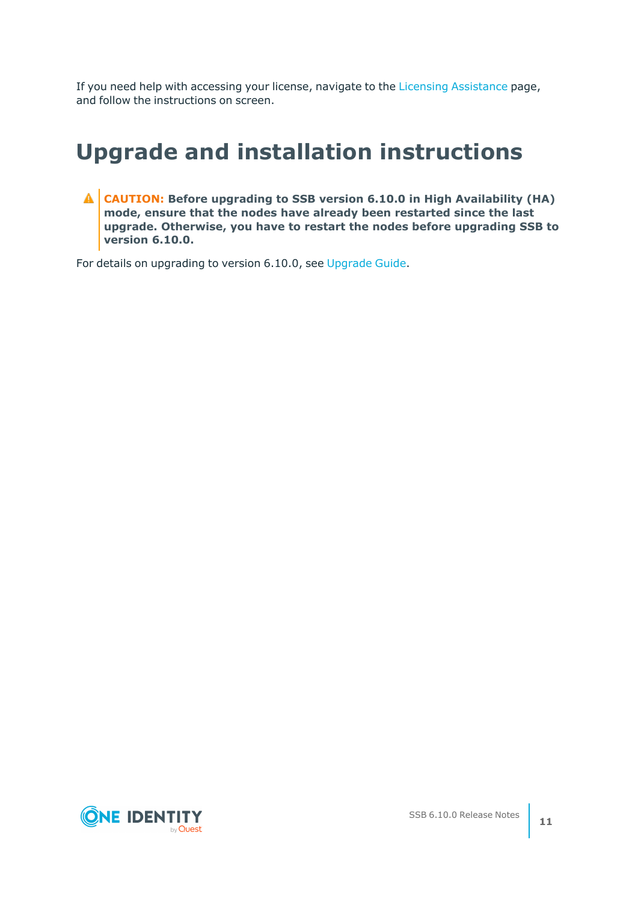If you need help with accessing your license, navigate to the Licensing Assistance page, and follow the instructions on screen.

# Upgrade and installation instructions

> **CAUTION: Before upgrading to SSB version 6.10.0 in High Availability (HA) mode, ensure that the nodes have already been restarted since the last upgrade. Otherwise, you have to restart the nodes before upgrading SSB to version 6.10.0.**

For details on upgrading to version 6.10.0, see Upgrade Guide.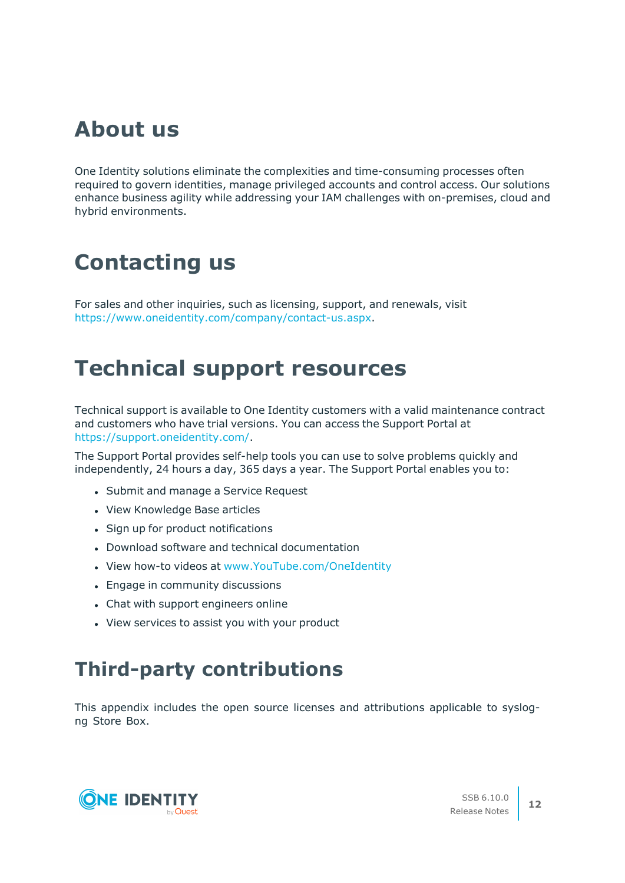# About us

One Identity solutions eliminate the complexities and time-consuming processes often required to govern identities, manage privileged accounts and control access. Our solutions enhance business agility while addressing your IAM challenges with on-premises, cloud and hybrid environments.

# Contacting us

For sales and other inquiries, such as licensing, support, and renewals, visit https://www.oneidentity.com/company/contact-us.aspx.

# Technical support resources

Technical support is available to One Identity customers with a valid maintenance contract and customers who have trial versions. You can access the Support Portal at https://support.oneidentity.com/.

The Support Portal provides self-help tools you can use to solve problems quickly and independently, 24 hours a day, 365 days a year. The Support Portal enables you to:

- Submit and manage a Service Request
- View Knowledge Base articles
- Sign up for product notifications
- Download software and technical documentation
- View how-to videos at www.YouTube.com/OneIdentity
- Engage in community discussions
- Chat with support engineers online
- View services to assist you with your product

# Third-party contributions

This appendix includes the open source licenses and attributions applicable to syslog-ng Store Box.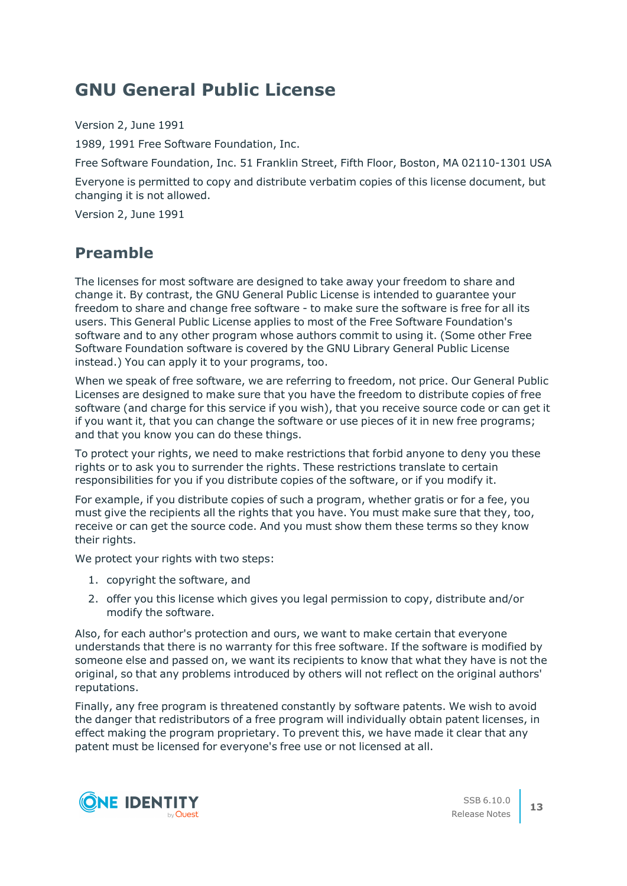# GNU General Public License

Version 2, June 1991

1989, 1991 Free Software Foundation, Inc.

Free Software Foundation, Inc. 51 Franklin Street, Fifth Floor, Boston, MA 02110-1301 USA

Everyone is permitted to copy and distribute verbatim copies of this license document, but changing it is not allowed.

Version 2, June 1991

## Preamble

The licenses for most software are designed to take away your freedom to share and change it. By contrast, the GNU General Public License is intended to guarantee your freedom to share and change free software - to make sure the software is free for all its users. This General Public License applies to most of the Free Software Foundation's software and to any other program whose authors commit to using it. (Some other Free Software Foundation software is covered by the GNU Library General Public License instead.) You can apply it to your programs, too.

When we speak of free software, we are referring to freedom, not price. Our General Public Licenses are designed to make sure that you have the freedom to distribute copies of free software (and charge for this service if you wish), that you receive source code or can get it if you want it, that you can change the software or use pieces of it in new free programs; and that you know you can do these things.

To protect your rights, we need to make restrictions that forbid anyone to deny you these rights or to ask you to surrender the rights. These restrictions translate to certain responsibilities for you if you distribute copies of the software, or if you modify it.

For example, if you distribute copies of such a program, whether gratis or for a fee, you must give the recipients all the rights that you have. You must make sure that they, too, receive or can get the source code. And you must show them these terms so they know their rights.

We protect your rights with two steps:

1. copyright the software, and
2. offer you this license which gives you legal permission to copy, distribute and/or modify the software.

Also, for each author's protection and ours, we want to make certain that everyone understands that there is no warranty for this free software. If the software is modified by someone else and passed on, we want its recipients to know that what they have is not the original, so that any problems introduced by others will not reflect on the original authors' reputations.

Finally, any free program is threatened constantly by software patents. We wish to avoid the danger that redistributors of a free program will individually obtain patent licenses, in effect making the program proprietary. To prevent this, we have made it clear that any patent must be licensed for everyone's free use or not licensed at all.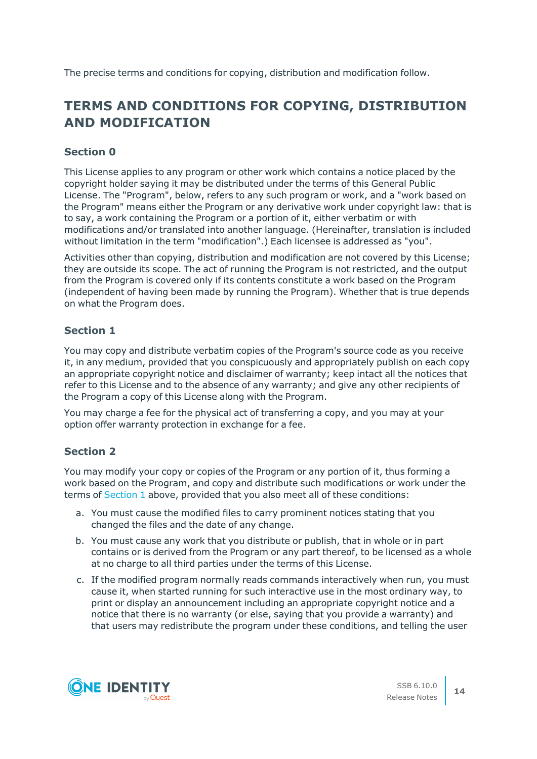The precise terms and conditions for copying, distribution and modification follow.

## TERMS AND CONDITIONS FOR COPYING, DISTRIBUTION AND MODIFICATION

### Section 0

This License applies to any program or other work which contains a notice placed by the copyright holder saying it may be distributed under the terms of this General Public License. The "Program", below, refers to any such program or work, and a "work based on the Program" means either the Program or any derivative work under copyright law: that is to say, a work containing the Program or a portion of it, either verbatim or with modifications and/or translated into another language. (Hereinafter, translation is included without limitation in the term "modification".) Each licensee is addressed as "you".

Activities other than copying, distribution and modification are not covered by this License; they are outside its scope. The act of running the Program is not restricted, and the output from the Program is covered only if its contents constitute a work based on the Program (independent of having been made by running the Program). Whether that is true depends on what the Program does.

### Section 1

You may copy and distribute verbatim copies of the Program's source code as you receive it, in any medium, provided that you conspicuously and appropriately publish on each copy an appropriate copyright notice and disclaimer of warranty; keep intact all the notices that refer to this License and to the absence of any warranty; and give any other recipients of the Program a copy of this License along with the Program.

You may charge a fee for the physical act of transferring a copy, and you may at your option offer warranty protection in exchange for a fee.

### Section 2

You may modify your copy or copies of the Program or any portion of it, thus forming a work based on the Program, and copy and distribute such modifications or work under the terms of Section 1 above, provided that you also meet all of these conditions:

a. You must cause the modified files to carry prominent notices stating that you changed the files and the date of any change.

b. You must cause any work that you distribute or publish, that in whole or in part contains or is derived from the Program or any part thereof, to be licensed as a whole at no charge to all third parties under the terms of this License.

c. If the modified program normally reads commands interactively when run, you must cause it, when started running for such interactive use in the most ordinary way, to print or display an announcement including an appropriate copyright notice and a notice that there is no warranty (or else, saying that you provide a warranty) and that users may redistribute the program under these conditions, and telling the user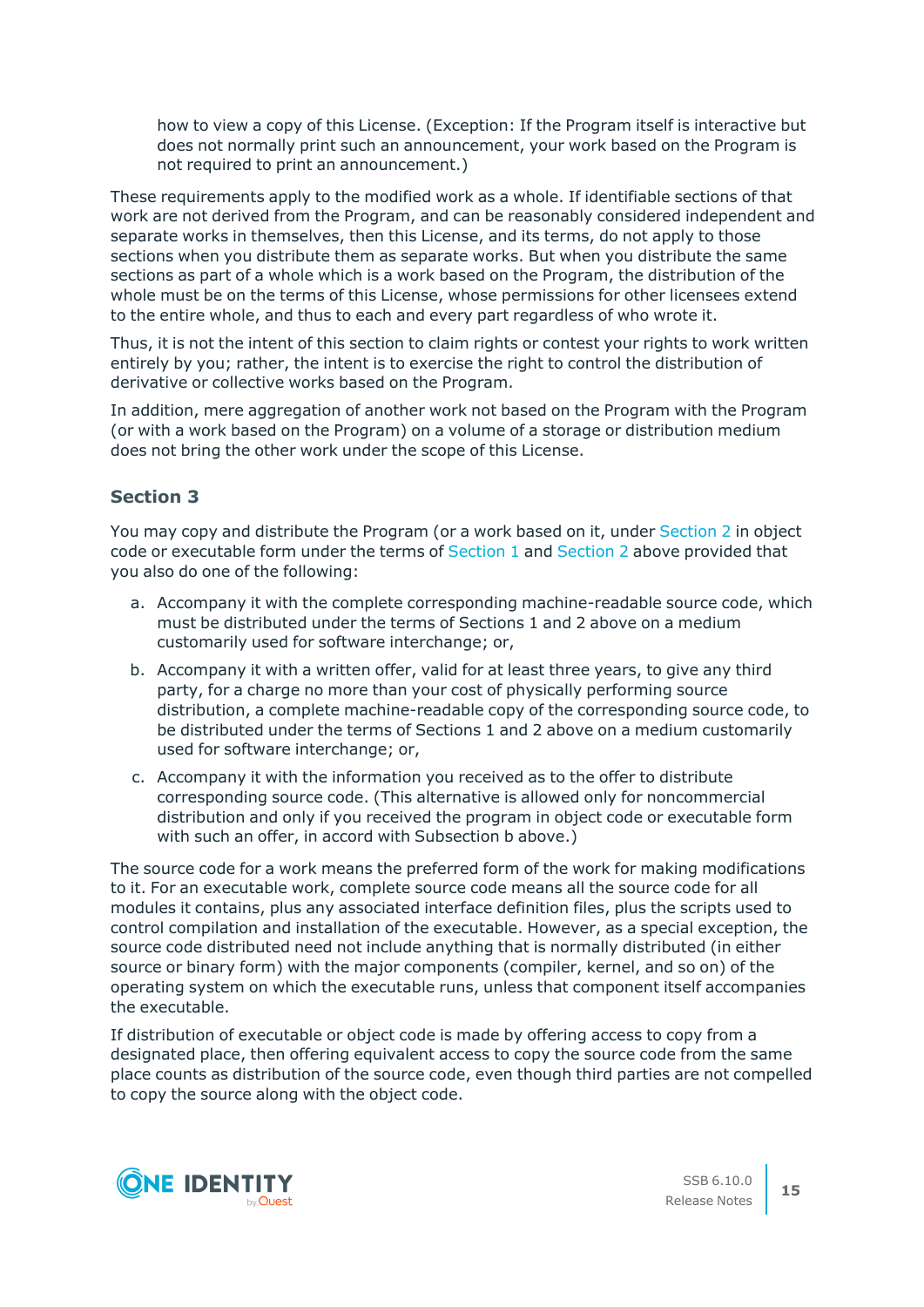how to view a copy of this License. (Exception: If the Program itself is interactive but does not normally print such an announcement, your work based on the Program is not required to print an announcement.)

These requirements apply to the modified work as a whole. If identifiable sections of that work are not derived from the Program, and can be reasonably considered independent and separate works in themselves, then this License, and its terms, do not apply to those sections when you distribute them as separate works. But when you distribute the same sections as part of a whole which is a work based on the Program, the distribution of the whole must be on the terms of this License, whose permissions for other licensees extend to the entire whole, and thus to each and every part regardless of who wrote it.

Thus, it is not the intent of this section to claim rights or contest your rights to work written entirely by you; rather, the intent is to exercise the right to control the distribution of derivative or collective works based on the Program.

In addition, mere aggregation of another work not based on the Program with the Program (or with a work based on the Program) on a volume of a storage or distribution medium does not bring the other work under the scope of this License.

### Section 3

You may copy and distribute the Program (or a work based on it, under Section 2 in object code or executable form under the terms of Section 1 and Section 2 above provided that you also do one of the following:

a. Accompany it with the complete corresponding machine-readable source code, which must be distributed under the terms of Sections 1 and 2 above on a medium customarily used for software interchange; or,

b. Accompany it with a written offer, valid for at least three years, to give any third party, for a charge no more than your cost of physically performing source distribution, a complete machine-readable copy of the corresponding source code, to be distributed under the terms of Sections 1 and 2 above on a medium customarily used for software interchange; or,

c. Accompany it with the information you received as to the offer to distribute corresponding source code. (This alternative is allowed only for noncommercial distribution and only if you received the program in object code or executable form with such an offer, in accord with Subsection b above.)

The source code for a work means the preferred form of the work for making modifications to it. For an executable work, complete source code means all the source code for all modules it contains, plus any associated interface definition files, plus the scripts used to control compilation and installation of the executable. However, as a special exception, the source code distributed need not include anything that is normally distributed (in either source or binary form) with the major components (compiler, kernel, and so on) of the operating system on which the executable runs, unless that component itself accompanies the executable.

If distribution of executable or object code is made by offering access to copy from a designated place, then offering equivalent access to copy the source code from the same place counts as distribution of the source code, even though third parties are not compelled to copy the source along with the object code.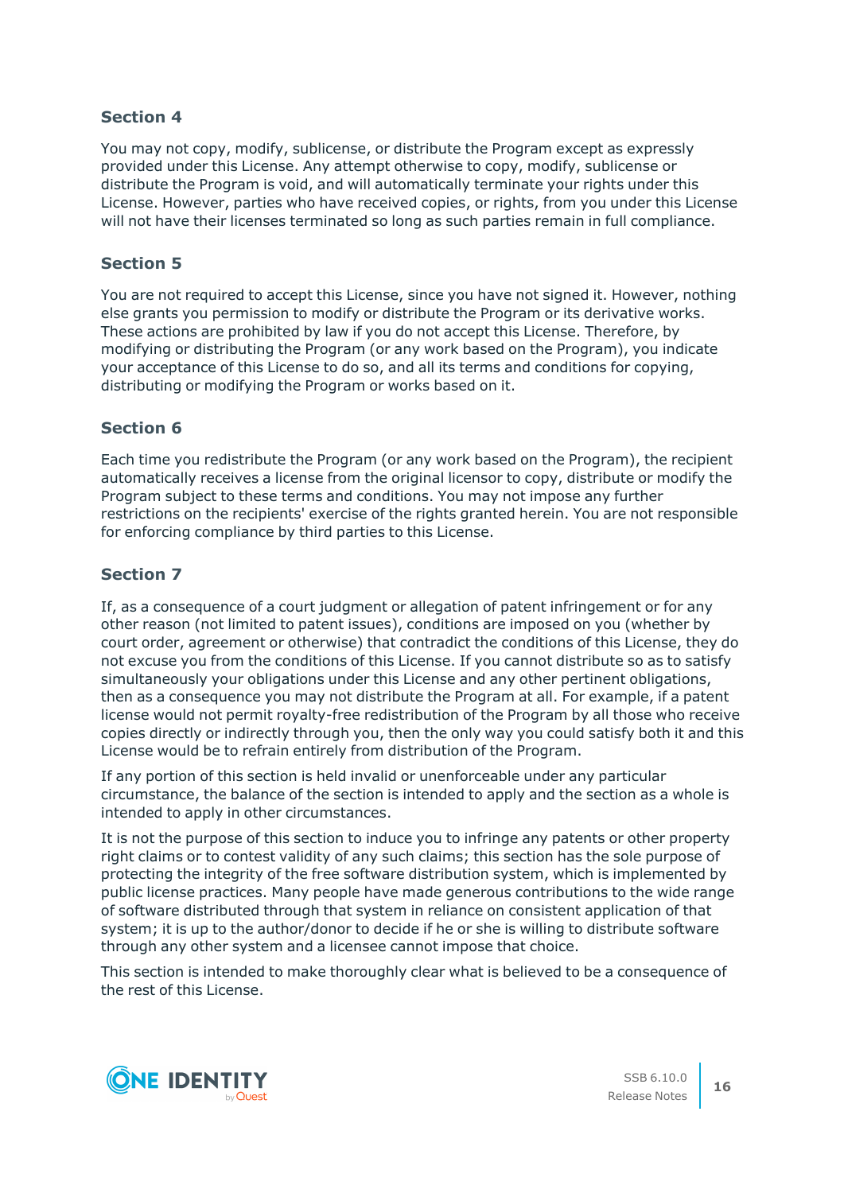### Section 4

You may not copy, modify, sublicense, or distribute the Program except as expressly provided under this License. Any attempt otherwise to copy, modify, sublicense or distribute the Program is void, and will automatically terminate your rights under this License. However, parties who have received copies, or rights, from you under this License will not have their licenses terminated so long as such parties remain in full compliance.

### Section 5

You are not required to accept this License, since you have not signed it. However, nothing else grants you permission to modify or distribute the Program or its derivative works. These actions are prohibited by law if you do not accept this License. Therefore, by modifying or distributing the Program (or any work based on the Program), you indicate your acceptance of this License to do so, and all its terms and conditions for copying, distributing or modifying the Program or works based on it.

### Section 6

Each time you redistribute the Program (or any work based on the Program), the recipient automatically receives a license from the original licensor to copy, distribute or modify the Program subject to these terms and conditions. You may not impose any further restrictions on the recipients' exercise of the rights granted herein. You are not responsible for enforcing compliance by third parties to this License.

### Section 7

If, as a consequence of a court judgment or allegation of patent infringement or for any other reason (not limited to patent issues), conditions are imposed on you (whether by court order, agreement or otherwise) that contradict the conditions of this License, they do not excuse you from the conditions of this License. If you cannot distribute so as to satisfy simultaneously your obligations under this License and any other pertinent obligations, then as a consequence you may not distribute the Program at all. For example, if a patent license would not permit royalty-free redistribution of the Program by all those who receive copies directly or indirectly through you, then the only way you could satisfy both it and this License would be to refrain entirely from distribution of the Program.

If any portion of this section is held invalid or unenforceable under any particular circumstance, the balance of the section is intended to apply and the section as a whole is intended to apply in other circumstances.

It is not the purpose of this section to induce you to infringe any patents or other property right claims or to contest validity of any such claims; this section has the sole purpose of protecting the integrity of the free software distribution system, which is implemented by public license practices. Many people have made generous contributions to the wide range of software distributed through that system in reliance on consistent application of that system; it is up to the author/donor to decide if he or she is willing to distribute software through any other system and a licensee cannot impose that choice.

This section is intended to make thoroughly clear what is believed to be a consequence of the rest of this License.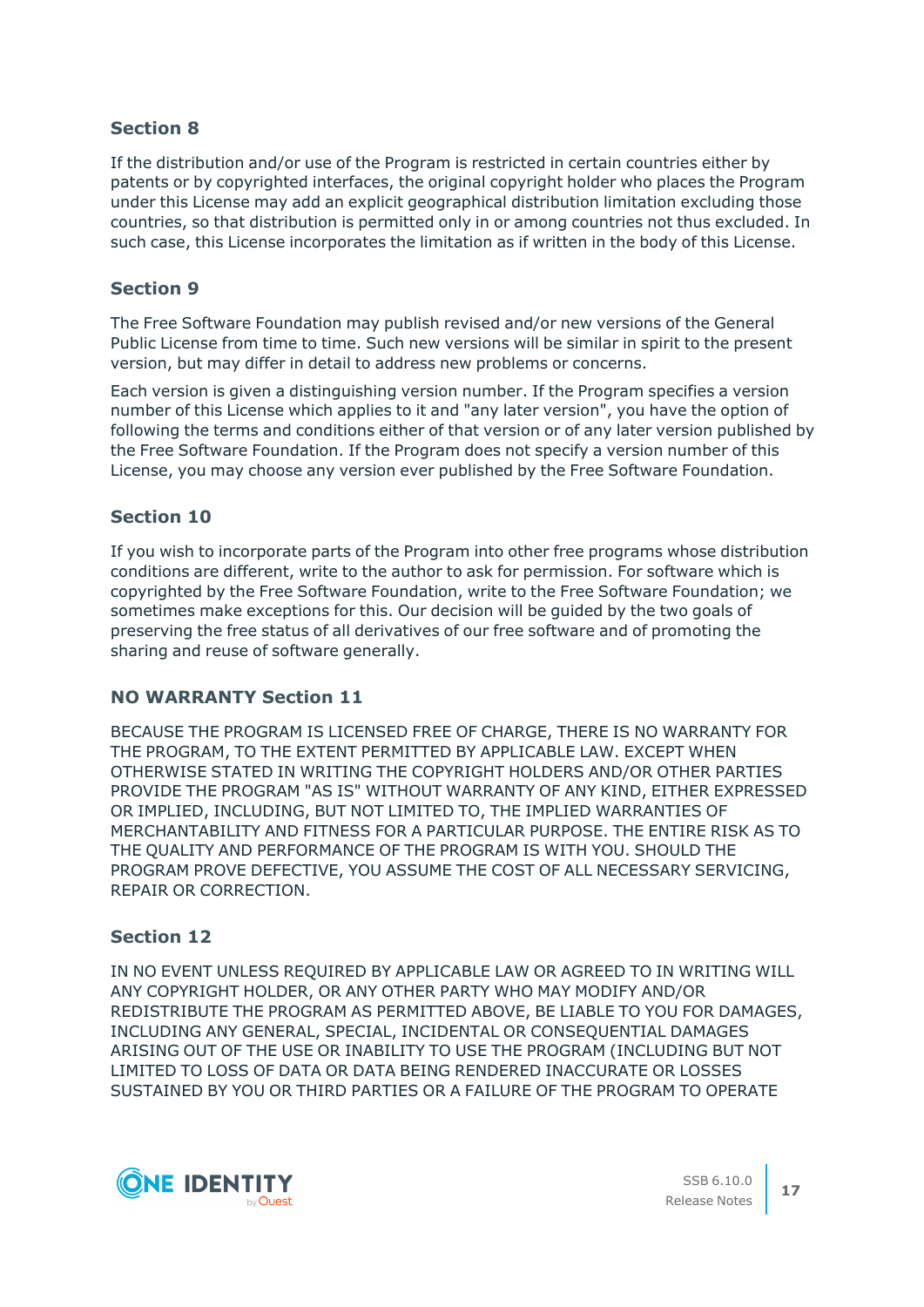### Section 8

If the distribution and/or use of the Program is restricted in certain countries either by patents or by copyrighted interfaces, the original copyright holder who places the Program under this License may add an explicit geographical distribution limitation excluding those countries, so that distribution is permitted only in or among countries not thus excluded. In such case, this License incorporates the limitation as if written in the body of this License.

### Section 9

The Free Software Foundation may publish revised and/or new versions of the General Public License from time to time. Such new versions will be similar in spirit to the present version, but may differ in detail to address new problems or concerns.

Each version is given a distinguishing version number. If the Program specifies a version number of this License which applies to it and "any later version", you have the option of following the terms and conditions either of that version or of any later version published by the Free Software Foundation. If the Program does not specify a version number of this License, you may choose any version ever published by the Free Software Foundation.

### Section 10

If you wish to incorporate parts of the Program into other free programs whose distribution conditions are different, write to the author to ask for permission. For software which is copyrighted by the Free Software Foundation, write to the Free Software Foundation; we sometimes make exceptions for this. Our decision will be guided by the two goals of preserving the free status of all derivatives of our free software and of promoting the sharing and reuse of software generally.

### NO WARRANTY Section 11

BECAUSE THE PROGRAM IS LICENSED FREE OF CHARGE, THERE IS NO WARRANTY FOR THE PROGRAM, TO THE EXTENT PERMITTED BY APPLICABLE LAW. EXCEPT WHEN OTHERWISE STATED IN WRITING THE COPYRIGHT HOLDERS AND/OR OTHER PARTIES PROVIDE THE PROGRAM "AS IS" WITHOUT WARRANTY OF ANY KIND, EITHER EXPRESSED OR IMPLIED, INCLUDING, BUT NOT LIMITED TO, THE IMPLIED WARRANTIES OF MERCHANTABILITY AND FITNESS FOR A PARTICULAR PURPOSE. THE ENTIRE RISK AS TO THE QUALITY AND PERFORMANCE OF THE PROGRAM IS WITH YOU. SHOULD THE PROGRAM PROVE DEFECTIVE, YOU ASSUME THE COST OF ALL NECESSARY SERVICING, REPAIR OR CORRECTION.

### Section 12

IN NO EVENT UNLESS REQUIRED BY APPLICABLE LAW OR AGREED TO IN WRITING WILL ANY COPYRIGHT HOLDER, OR ANY OTHER PARTY WHO MAY MODIFY AND/OR REDISTRIBUTE THE PROGRAM AS PERMITTED ABOVE, BE LIABLE TO YOU FOR DAMAGES, INCLUDING ANY GENERAL, SPECIAL, INCIDENTAL OR CONSEQUENTIAL DAMAGES ARISING OUT OF THE USE OR INABILITY TO USE THE PROGRAM (INCLUDING BUT NOT LIMITED TO LOSS OF DATA OR DATA BEING RENDERED INACCURATE OR LOSSES SUSTAINED BY YOU OR THIRD PARTIES OR A FAILURE OF THE PROGRAM TO OPERATE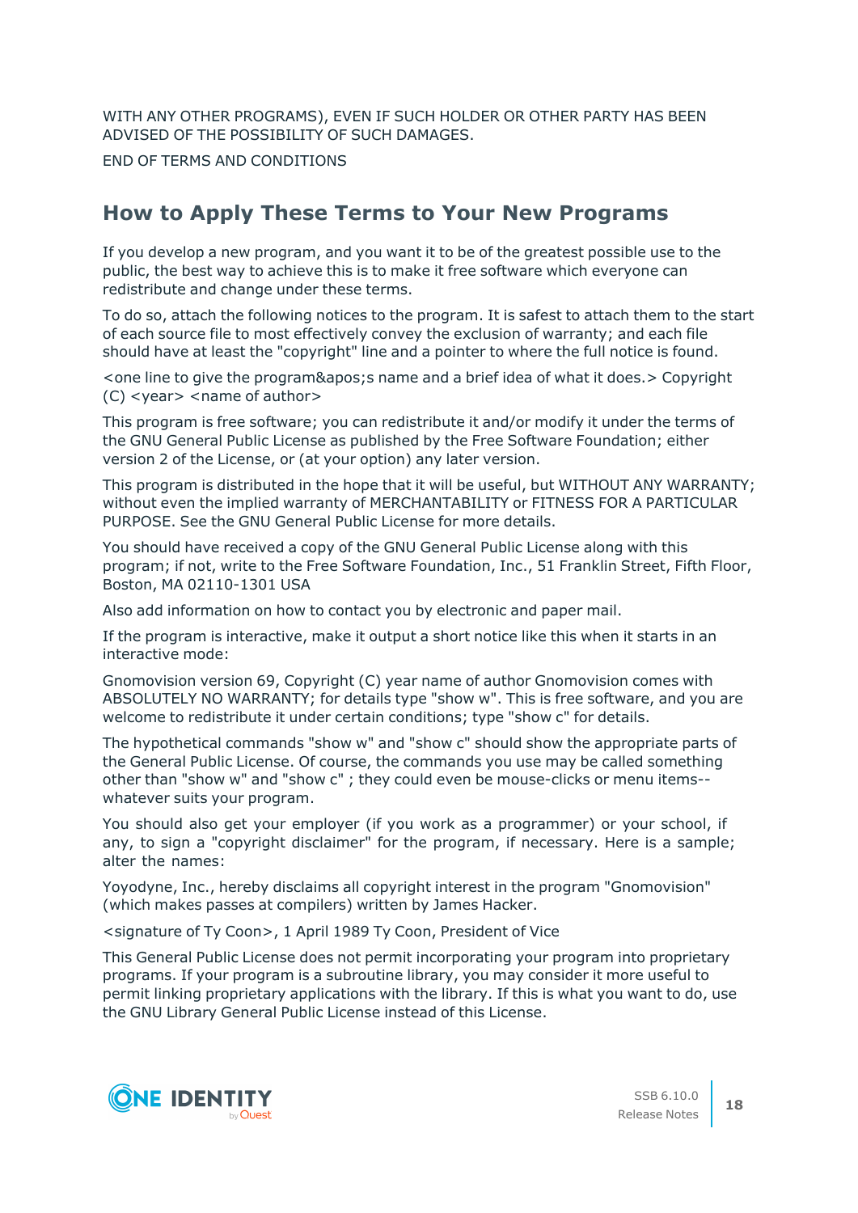WITH ANY OTHER PROGRAMS), EVEN IF SUCH HOLDER OR OTHER PARTY HAS BEEN ADVISED OF THE POSSIBILITY OF SUCH DAMAGES.

END OF TERMS AND CONDITIONS

## How to Apply These Terms to Your New Programs

If you develop a new program, and you want it to be of the greatest possible use to the public, the best way to achieve this is to make it free software which everyone can redistribute and change under these terms.

To do so, attach the following notices to the program. It is safest to attach them to the start of each source file to most effectively convey the exclusion of warranty; and each file should have at least the "copyright" line and a pointer to where the full notice is found.

<one line to give the program&apos;s name and a brief idea of what it does.> Copyright (C) <year> <name of author>

This program is free software; you can redistribute it and/or modify it under the terms of the GNU General Public License as published by the Free Software Foundation; either version 2 of the License, or (at your option) any later version.

This program is distributed in the hope that it will be useful, but WITHOUT ANY WARRANTY; without even the implied warranty of MERCHANTABILITY or FITNESS FOR A PARTICULAR PURPOSE. See the GNU General Public License for more details.

You should have received a copy of the GNU General Public License along with this program; if not, write to the Free Software Foundation, Inc., 51 Franklin Street, Fifth Floor, Boston, MA 02110-1301 USA

Also add information on how to contact you by electronic and paper mail.

If the program is interactive, make it output a short notice like this when it starts in an interactive mode:

Gnomovision version 69, Copyright (C) year name of author Gnomovision comes with ABSOLUTELY NO WARRANTY; for details type "show w". This is free software, and you are welcome to redistribute it under certain conditions; type "show c" for details.

The hypothetical commands "show w" and "show c" should show the appropriate parts of the General Public License. Of course, the commands you use may be called something other than "show w" and "show c" ; they could even be mouse-clicks or menu items--whatever suits your program.

You should also get your employer (if you work as a programmer) or your school, if any, to sign a "copyright disclaimer" for the program, if necessary. Here is a sample; alter the names:

Yoyodyne, Inc., hereby disclaims all copyright interest in the program "Gnomovision" (which makes passes at compilers) written by James Hacker.

<signature of Ty Coon>, 1 April 1989 Ty Coon, President of Vice

This General Public License does not permit incorporating your program into proprietary programs. If your program is a subroutine library, you may consider it more useful to permit linking proprietary applications with the library. If this is what you want to do, use the GNU Library General Public License instead of this License.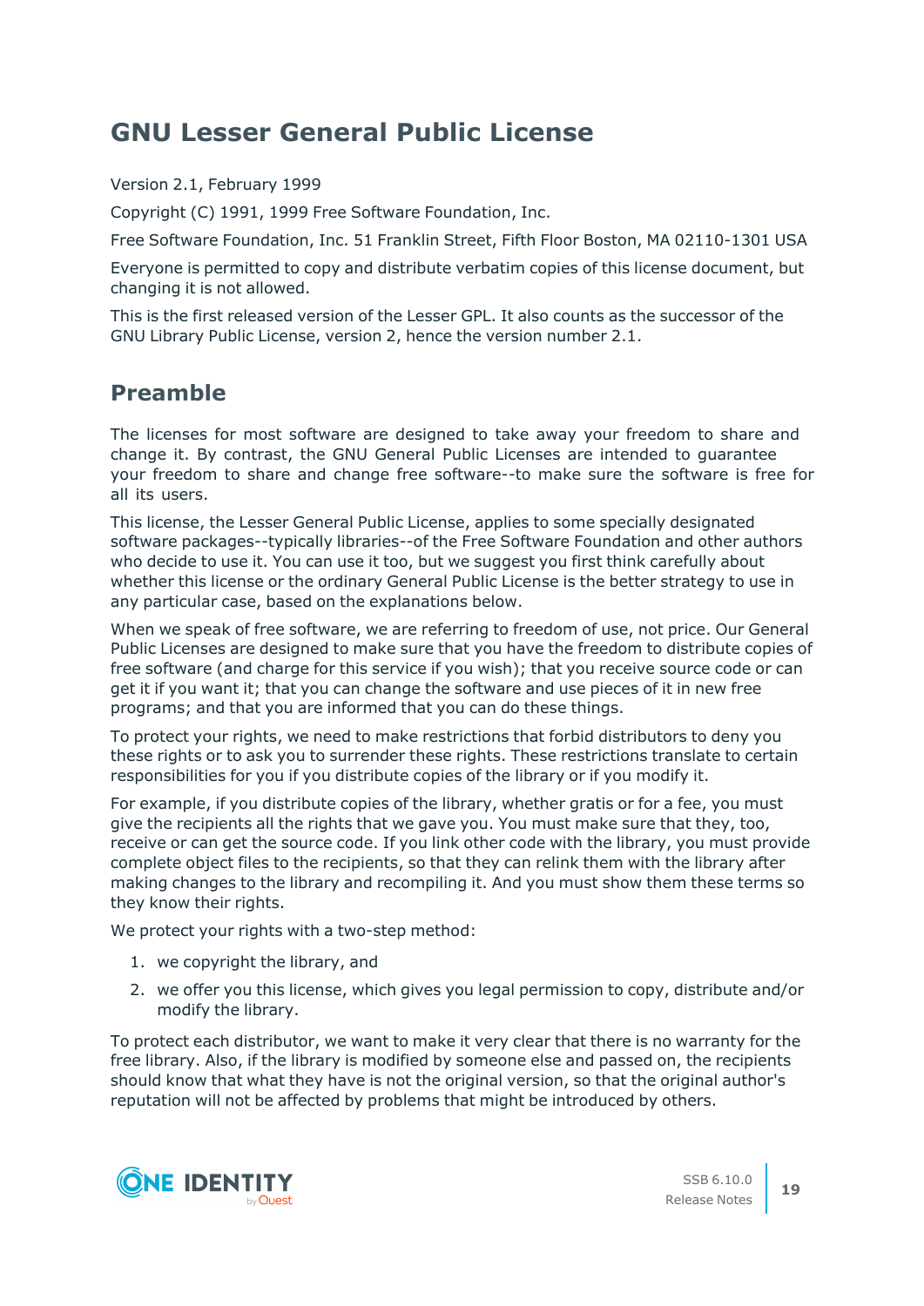# GNU Lesser General Public License

Version 2.1, February 1999

Copyright (C) 1991, 1999 Free Software Foundation, Inc.

Free Software Foundation, Inc. 51 Franklin Street, Fifth Floor Boston, MA 02110-1301 USA

Everyone is permitted to copy and distribute verbatim copies of this license document, but changing it is not allowed.

This is the first released version of the Lesser GPL. It also counts as the successor of the GNU Library Public License, version 2, hence the version number 2.1.

## Preamble

The licenses for most software are designed to take away your freedom to share and change it. By contrast, the GNU General Public Licenses are intended to guarantee your freedom to share and change free software--to make sure the software is free for all its users.

This license, the Lesser General Public License, applies to some specially designated software packages--typically libraries--of the Free Software Foundation and other authors who decide to use it. You can use it too, but we suggest you first think carefully about whether this license or the ordinary General Public License is the better strategy to use in any particular case, based on the explanations below.

When we speak of free software, we are referring to freedom of use, not price. Our General Public Licenses are designed to make sure that you have the freedom to distribute copies of free software (and charge for this service if you wish); that you receive source code or can get it if you want it; that you can change the software and use pieces of it in new free programs; and that you are informed that you can do these things.

To protect your rights, we need to make restrictions that forbid distributors to deny you these rights or to ask you to surrender these rights. These restrictions translate to certain responsibilities for you if you distribute copies of the library or if you modify it.

For example, if you distribute copies of the library, whether gratis or for a fee, you must give the recipients all the rights that we gave you. You must make sure that they, too, receive or can get the source code. If you link other code with the library, you must provide complete object files to the recipients, so that they can relink them with the library after making changes to the library and recompiling it. And you must show them these terms so they know their rights.

We protect your rights with a two-step method:

1. we copyright the library, and
2. we offer you this license, which gives you legal permission to copy, distribute and/or modify the library.

To protect each distributor, we want to make it very clear that there is no warranty for the free library. Also, if the library is modified by someone else and passed on, the recipients should know that what they have is not the original version, so that the original author's reputation will not be affected by problems that might be introduced by others.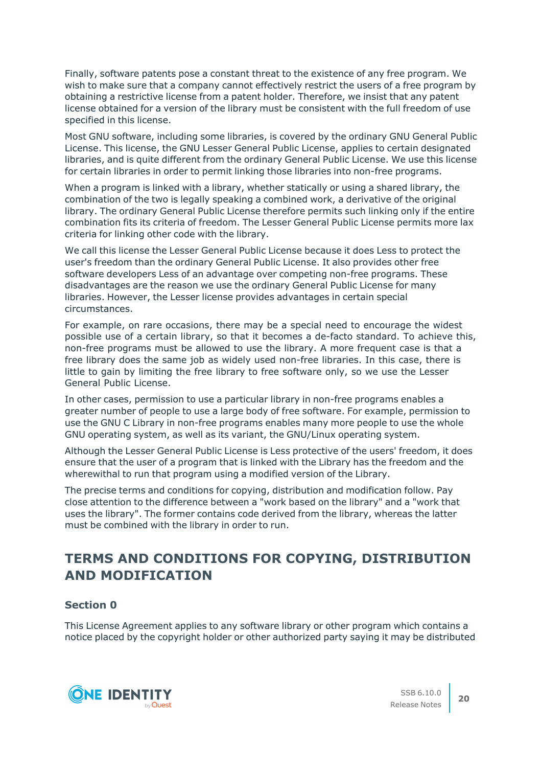Finally, software patents pose a constant threat to the existence of any free program. We wish to make sure that a company cannot effectively restrict the users of a free program by obtaining a restrictive license from a patent holder. Therefore, we insist that any patent license obtained for a version of the library must be consistent with the full freedom of use specified in this license.

Most GNU software, including some libraries, is covered by the ordinary GNU General Public License. This license, the GNU Lesser General Public License, applies to certain designated libraries, and is quite different from the ordinary General Public License. We use this license for certain libraries in order to permit linking those libraries into non-free programs.

When a program is linked with a library, whether statically or using a shared library, the combination of the two is legally speaking a combined work, a derivative of the original library. The ordinary General Public License therefore permits such linking only if the entire combination fits its criteria of freedom. The Lesser General Public License permits more lax criteria for linking other code with the library.

We call this license the Lesser General Public License because it does Less to protect the user's freedom than the ordinary General Public License. It also provides other free software developers Less of an advantage over competing non-free programs. These disadvantages are the reason we use the ordinary General Public License for many libraries. However, the Lesser license provides advantages in certain special circumstances.

For example, on rare occasions, there may be a special need to encourage the widest possible use of a certain library, so that it becomes a de-facto standard. To achieve this, non-free programs must be allowed to use the library. A more frequent case is that a free library does the same job as widely used non-free libraries. In this case, there is little to gain by limiting the free library to free software only, so we use the Lesser General Public License.

In other cases, permission to use a particular library in non-free programs enables a greater number of people to use a large body of free software. For example, permission to use the GNU C Library in non-free programs enables many more people to use the whole GNU operating system, as well as its variant, the GNU/Linux operating system.

Although the Lesser General Public License is Less protective of the users' freedom, it does ensure that the user of a program that is linked with the Library has the freedom and the wherewithal to run that program using a modified version of the Library.

The precise terms and conditions for copying, distribution and modification follow. Pay close attention to the difference between a "work based on the library" and a "work that uses the library". The former contains code derived from the library, whereas the latter must be combined with the library in order to run.

## TERMS AND CONDITIONS FOR COPYING, DISTRIBUTION AND MODIFICATION

### Section 0

This License Agreement applies to any software library or other program which contains a notice placed by the copyright holder or other authorized party saying it may be distributed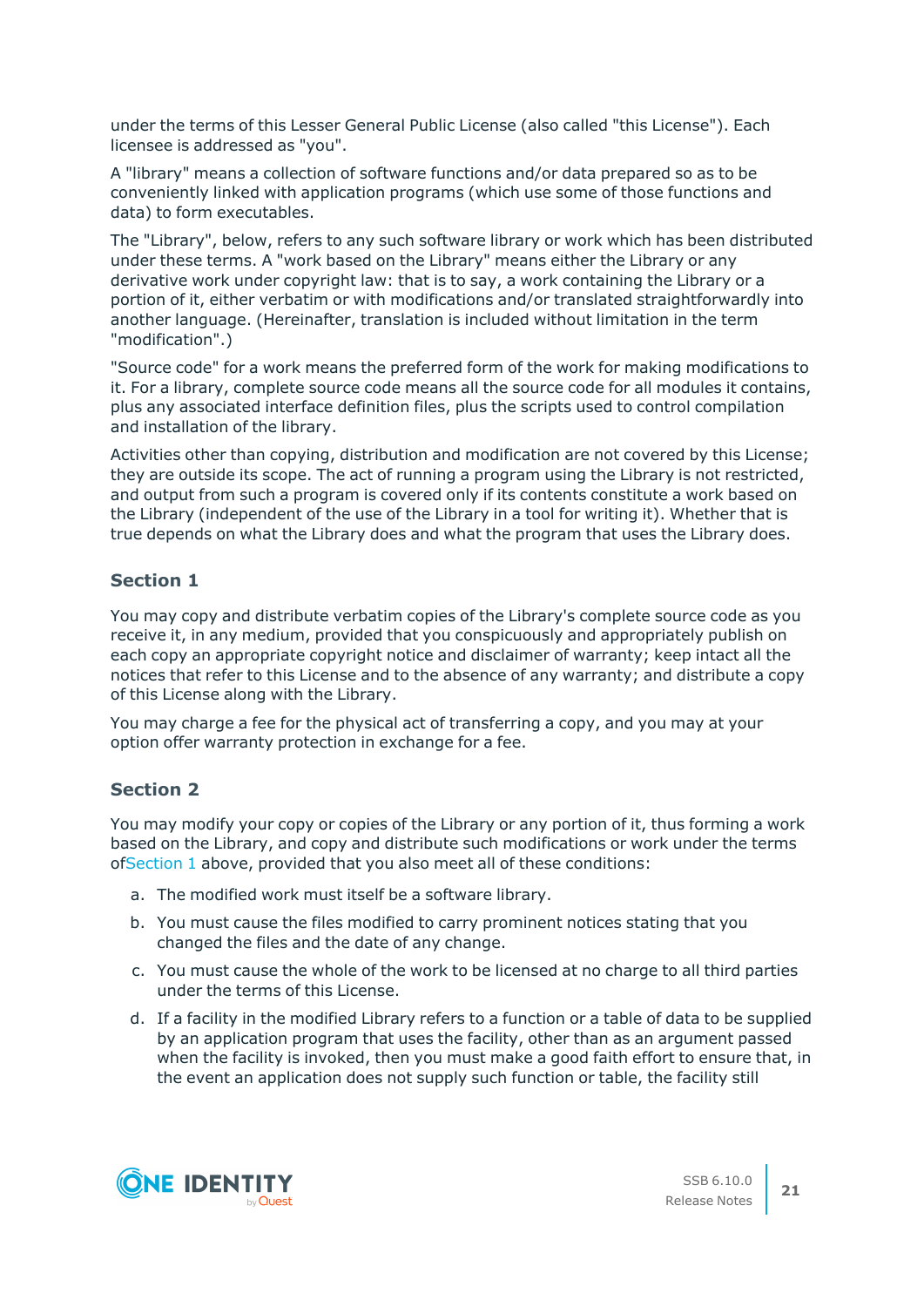under the terms of this Lesser General Public License (also called "this License"). Each licensee is addressed as "you".

A "library" means a collection of software functions and/or data prepared so as to be conveniently linked with application programs (which use some of those functions and data) to form executables.

The "Library", below, refers to any such software library or work which has been distributed under these terms. A "work based on the Library" means either the Library or any derivative work under copyright law: that is to say, a work containing the Library or a portion of it, either verbatim or with modifications and/or translated straightforwardly into another language. (Hereinafter, translation is included without limitation in the term "modification".)

"Source code" for a work means the preferred form of the work for making modifications to it. For a library, complete source code means all the source code for all modules it contains, plus any associated interface definition files, plus the scripts used to control compilation and installation of the library.

Activities other than copying, distribution and modification are not covered by this License; they are outside its scope. The act of running a program using the Library is not restricted, and output from such a program is covered only if its contents constitute a work based on the Library (independent of the use of the Library in a tool for writing it). Whether that is true depends on what the Library does and what the program that uses the Library does.

### Section 1

You may copy and distribute verbatim copies of the Library's complete source code as you receive it, in any medium, provided that you conspicuously and appropriately publish on each copy an appropriate copyright notice and disclaimer of warranty; keep intact all the notices that refer to this License and to the absence of any warranty; and distribute a copy of this License along with the Library.

You may charge a fee for the physical act of transferring a copy, and you may at your option offer warranty protection in exchange for a fee.

### Section 2

You may modify your copy or copies of the Library or any portion of it, thus forming a work based on the Library, and copy and distribute such modifications or work under the terms ofSection 1 above, provided that you also meet all of these conditions:

a. The modified work must itself be a software library.

b. You must cause the files modified to carry prominent notices stating that you changed the files and the date of any change.

c. You must cause the whole of the work to be licensed at no charge to all third parties under the terms of this License.

d. If a facility in the modified Library refers to a function or a table of data to be supplied by an application program that uses the facility, other than as an argument passed when the facility is invoked, then you must make a good faith effort to ensure that, in the event an application does not supply such function or table, the facility still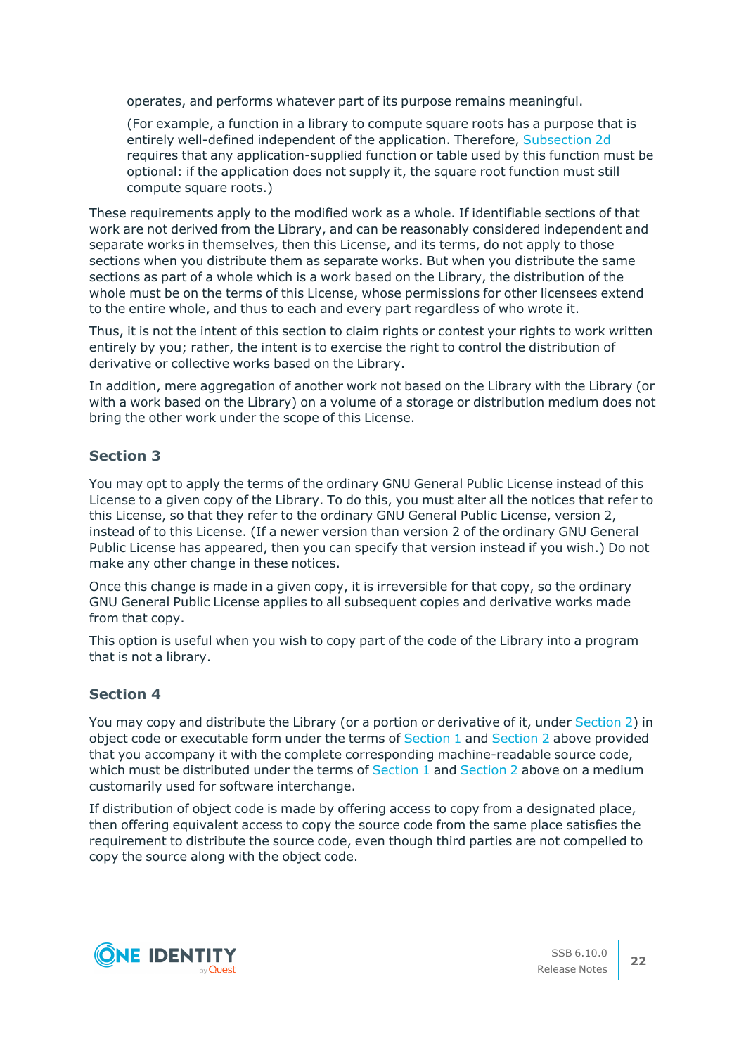operates, and performs whatever part of its purpose remains meaningful.

(For example, a function in a library to compute square roots has a purpose that is entirely well-defined independent of the application. Therefore, Subsection 2d requires that any application-supplied function or table used by this function must be optional: if the application does not supply it, the square root function must still compute square roots.)

These requirements apply to the modified work as a whole. If identifiable sections of that work are not derived from the Library, and can be reasonably considered independent and separate works in themselves, then this License, and its terms, do not apply to those sections when you distribute them as separate works. But when you distribute the same sections as part of a whole which is a work based on the Library, the distribution of the whole must be on the terms of this License, whose permissions for other licensees extend to the entire whole, and thus to each and every part regardless of who wrote it.

Thus, it is not the intent of this section to claim rights or contest your rights to work written entirely by you; rather, the intent is to exercise the right to control the distribution of derivative or collective works based on the Library.

In addition, mere aggregation of another work not based on the Library with the Library (or with a work based on the Library) on a volume of a storage or distribution medium does not bring the other work under the scope of this License.

### Section 3

You may opt to apply the terms of the ordinary GNU General Public License instead of this License to a given copy of the Library. To do this, you must alter all the notices that refer to this License, so that they refer to the ordinary GNU General Public License, version 2, instead of to this License. (If a newer version than version 2 of the ordinary GNU General Public License has appeared, then you can specify that version instead if you wish.) Do not make any other change in these notices.

Once this change is made in a given copy, it is irreversible for that copy, so the ordinary GNU General Public License applies to all subsequent copies and derivative works made from that copy.

This option is useful when you wish to copy part of the code of the Library into a program that is not a library.

### Section 4

You may copy and distribute the Library (or a portion or derivative of it, under Section 2) in object code or executable form under the terms of Section 1 and Section 2 above provided that you accompany it with the complete corresponding machine-readable source code, which must be distributed under the terms of Section 1 and Section 2 above on a medium customarily used for software interchange.

If distribution of object code is made by offering access to copy from a designated place, then offering equivalent access to copy the source code from the same place satisfies the requirement to distribute the source code, even though third parties are not compelled to copy the source along with the object code.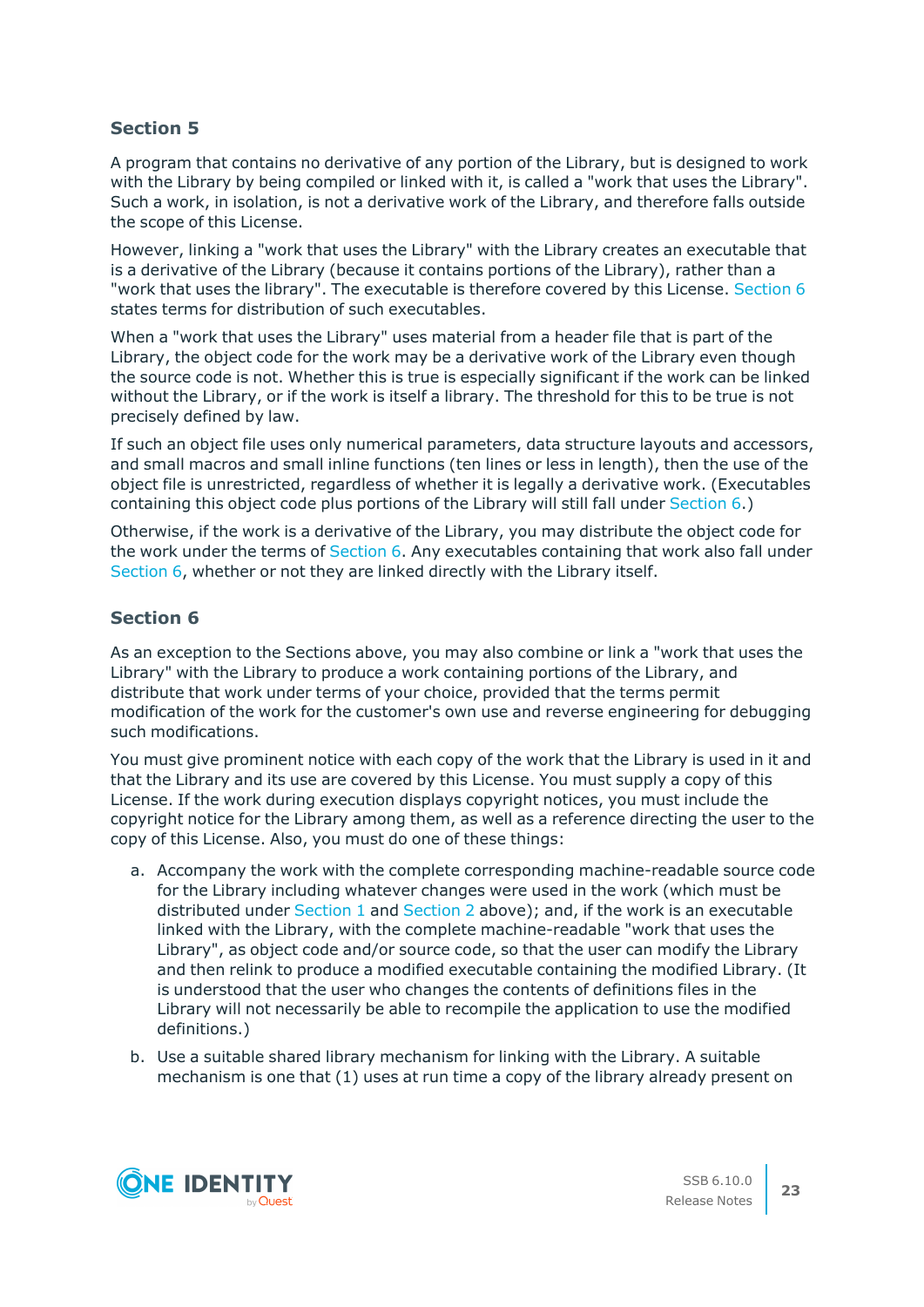### Section 5

A program that contains no derivative of any portion of the Library, but is designed to work with the Library by being compiled or linked with it, is called a "work that uses the Library". Such a work, in isolation, is not a derivative work of the Library, and therefore falls outside the scope of this License.

However, linking a "work that uses the Library" with the Library creates an executable that is a derivative of the Library (because it contains portions of the Library), rather than a "work that uses the library". The executable is therefore covered by this License. Section 6 states terms for distribution of such executables.

When a "work that uses the Library" uses material from a header file that is part of the Library, the object code for the work may be a derivative work of the Library even though the source code is not. Whether this is true is especially significant if the work can be linked without the Library, or if the work is itself a library. The threshold for this to be true is not precisely defined by law.

If such an object file uses only numerical parameters, data structure layouts and accessors, and small macros and small inline functions (ten lines or less in length), then the use of the object file is unrestricted, regardless of whether it is legally a derivative work. (Executables containing this object code plus portions of the Library will still fall under Section 6.)

Otherwise, if the work is a derivative of the Library, you may distribute the object code for the work under the terms of Section 6. Any executables containing that work also fall under Section 6, whether or not they are linked directly with the Library itself.

### Section 6

As an exception to the Sections above, you may also combine or link a "work that uses the Library" with the Library to produce a work containing portions of the Library, and distribute that work under terms of your choice, provided that the terms permit modification of the work for the customer's own use and reverse engineering for debugging such modifications.

You must give prominent notice with each copy of the work that the Library is used in it and that the Library and its use are covered by this License. You must supply a copy of this License. If the work during execution displays copyright notices, you must include the copyright notice for the Library among them, as well as a reference directing the user to the copy of this License. Also, you must do one of these things:

a. Accompany the work with the complete corresponding machine-readable source code for the Library including whatever changes were used in the work (which must be distributed under Section 1 and Section 2 above); and, if the work is an executable linked with the Library, with the complete machine-readable "work that uses the Library", as object code and/or source code, so that the user can modify the Library and then relink to produce a modified executable containing the modified Library. (It is understood that the user who changes the contents of definitions files in the Library will not necessarily be able to recompile the application to use the modified definitions.)

b. Use a suitable shared library mechanism for linking with the Library. A suitable mechanism is one that (1) uses at run time a copy of the library already present on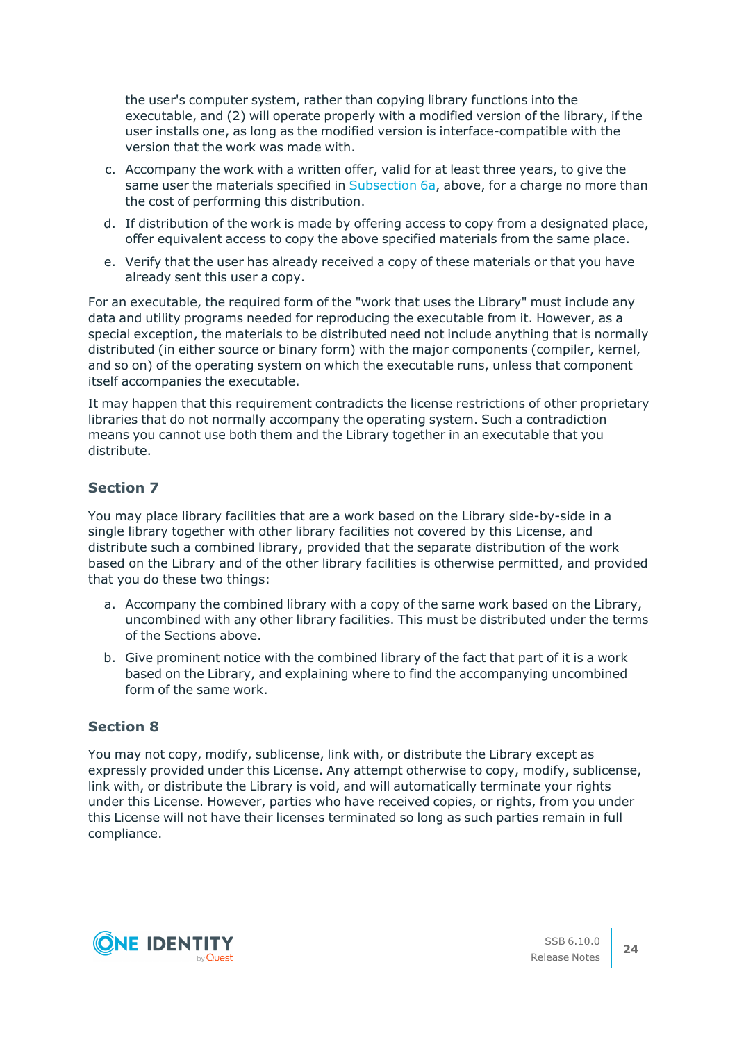the user's computer system, rather than copying library functions into the executable, and (2) will operate properly with a modified version of the library, if the user installs one, as long as the modified version is interface-compatible with the version that the work was made with.

c. Accompany the work with a written offer, valid for at least three years, to give the same user the materials specified in Subsection 6a, above, for a charge no more than the cost of performing this distribution.

d. If distribution of the work is made by offering access to copy from a designated place, offer equivalent access to copy the above specified materials from the same place.

e. Verify that the user has already received a copy of these materials or that you have already sent this user a copy.

For an executable, the required form of the "work that uses the Library" must include any data and utility programs needed for reproducing the executable from it. However, as a special exception, the materials to be distributed need not include anything that is normally distributed (in either source or binary form) with the major components (compiler, kernel, and so on) of the operating system on which the executable runs, unless that component itself accompanies the executable.

It may happen that this requirement contradicts the license restrictions of other proprietary libraries that do not normally accompany the operating system. Such a contradiction means you cannot use both them and the Library together in an executable that you distribute.

### Section 7

You may place library facilities that are a work based on the Library side-by-side in a single library together with other library facilities not covered by this License, and distribute such a combined library, provided that the separate distribution of the work based on the Library and of the other library facilities is otherwise permitted, and provided that you do these two things:

a. Accompany the combined library with a copy of the same work based on the Library, uncombined with any other library facilities. This must be distributed under the terms of the Sections above.

b. Give prominent notice with the combined library of the fact that part of it is a work based on the Library, and explaining where to find the accompanying uncombined form of the same work.

### Section 8

You may not copy, modify, sublicense, link with, or distribute the Library except as expressly provided under this License. Any attempt otherwise to copy, modify, sublicense, link with, or distribute the Library is void, and will automatically terminate your rights under this License. However, parties who have received copies, or rights, from you under this License will not have their licenses terminated so long as such parties remain in full compliance.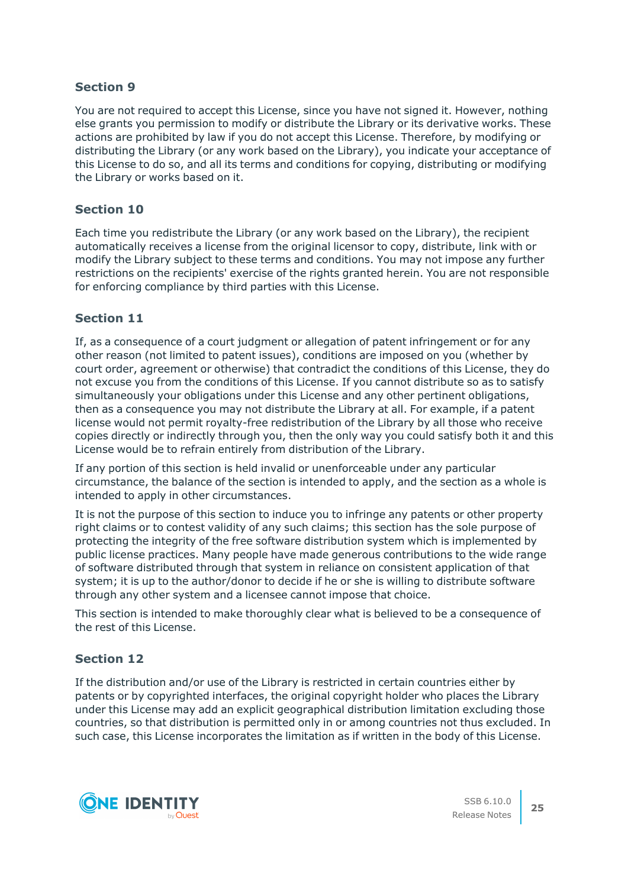### Section 9

You are not required to accept this License, since you have not signed it. However, nothing else grants you permission to modify or distribute the Library or its derivative works. These actions are prohibited by law if you do not accept this License. Therefore, by modifying or distributing the Library (or any work based on the Library), you indicate your acceptance of this License to do so, and all its terms and conditions for copying, distributing or modifying the Library or works based on it.

### Section 10

Each time you redistribute the Library (or any work based on the Library), the recipient automatically receives a license from the original licensor to copy, distribute, link with or modify the Library subject to these terms and conditions. You may not impose any further restrictions on the recipients' exercise of the rights granted herein. You are not responsible for enforcing compliance by third parties with this License.

### Section 11

If, as a consequence of a court judgment or allegation of patent infringement or for any other reason (not limited to patent issues), conditions are imposed on you (whether by court order, agreement or otherwise) that contradict the conditions of this License, they do not excuse you from the conditions of this License. If you cannot distribute so as to satisfy simultaneously your obligations under this License and any other pertinent obligations, then as a consequence you may not distribute the Library at all. For example, if a patent license would not permit royalty-free redistribution of the Library by all those who receive copies directly or indirectly through you, then the only way you could satisfy both it and this License would be to refrain entirely from distribution of the Library.

If any portion of this section is held invalid or unenforceable under any particular circumstance, the balance of the section is intended to apply, and the section as a whole is intended to apply in other circumstances.

It is not the purpose of this section to induce you to infringe any patents or other property right claims or to contest validity of any such claims; this section has the sole purpose of protecting the integrity of the free software distribution system which is implemented by public license practices. Many people have made generous contributions to the wide range of software distributed through that system in reliance on consistent application of that system; it is up to the author/donor to decide if he or she is willing to distribute software through any other system and a licensee cannot impose that choice.

This section is intended to make thoroughly clear what is believed to be a consequence of the rest of this License.

### Section 12

If the distribution and/or use of the Library is restricted in certain countries either by patents or by copyrighted interfaces, the original copyright holder who places the Library under this License may add an explicit geographical distribution limitation excluding those countries, so that distribution is permitted only in or among countries not thus excluded. In such case, this License incorporates the limitation as if written in the body of this License.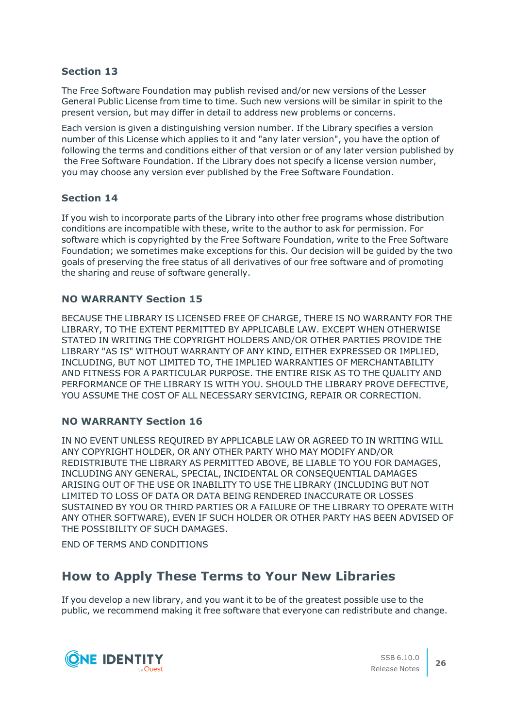### Section 13

The Free Software Foundation may publish revised and/or new versions of the Lesser General Public License from time to time. Such new versions will be similar in spirit to the present version, but may differ in detail to address new problems or concerns.

Each version is given a distinguishing version number. If the Library specifies a version number of this License which applies to it and "any later version", you have the option of following the terms and conditions either of that version or of any later version published by the Free Software Foundation. If the Library does not specify a license version number, you may choose any version ever published by the Free Software Foundation.

### Section 14

If you wish to incorporate parts of the Library into other free programs whose distribution conditions are incompatible with these, write to the author to ask for permission. For software which is copyrighted by the Free Software Foundation, write to the Free Software Foundation; we sometimes make exceptions for this. Our decision will be guided by the two goals of preserving the free status of all derivatives of our free software and of promoting the sharing and reuse of software generally.

### NO WARRANTY Section 15

BECAUSE THE LIBRARY IS LICENSED FREE OF CHARGE, THERE IS NO WARRANTY FOR THE LIBRARY, TO THE EXTENT PERMITTED BY APPLICABLE LAW. EXCEPT WHEN OTHERWISE STATED IN WRITING THE COPYRIGHT HOLDERS AND/OR OTHER PARTIES PROVIDE THE LIBRARY "AS IS" WITHOUT WARRANTY OF ANY KIND, EITHER EXPRESSED OR IMPLIED, INCLUDING, BUT NOT LIMITED TO, THE IMPLIED WARRANTIES OF MERCHANTABILITY AND FITNESS FOR A PARTICULAR PURPOSE. THE ENTIRE RISK AS TO THE QUALITY AND PERFORMANCE OF THE LIBRARY IS WITH YOU. SHOULD THE LIBRARY PROVE DEFECTIVE, YOU ASSUME THE COST OF ALL NECESSARY SERVICING, REPAIR OR CORRECTION.

### NO WARRANTY Section 16

IN NO EVENT UNLESS REQUIRED BY APPLICABLE LAW OR AGREED TO IN WRITING WILL ANY COPYRIGHT HOLDER, OR ANY OTHER PARTY WHO MAY MODIFY AND/OR REDISTRIBUTE THE LIBRARY AS PERMITTED ABOVE, BE LIABLE TO YOU FOR DAMAGES, INCLUDING ANY GENERAL, SPECIAL, INCIDENTAL OR CONSEQUENTIAL DAMAGES ARISING OUT OF THE USE OR INABILITY TO USE THE LIBRARY (INCLUDING BUT NOT LIMITED TO LOSS OF DATA OR DATA BEING RENDERED INACCURATE OR LOSSES SUSTAINED BY YOU OR THIRD PARTIES OR A FAILURE OF THE LIBRARY TO OPERATE WITH ANY OTHER SOFTWARE), EVEN IF SUCH HOLDER OR OTHER PARTY HAS BEEN ADVISED OF THE POSSIBILITY OF SUCH DAMAGES.

END OF TERMS AND CONDITIONS

## How to Apply These Terms to Your New Libraries

If you develop a new library, and you want it to be of the greatest possible use to the public, we recommend making it free software that everyone can redistribute and change.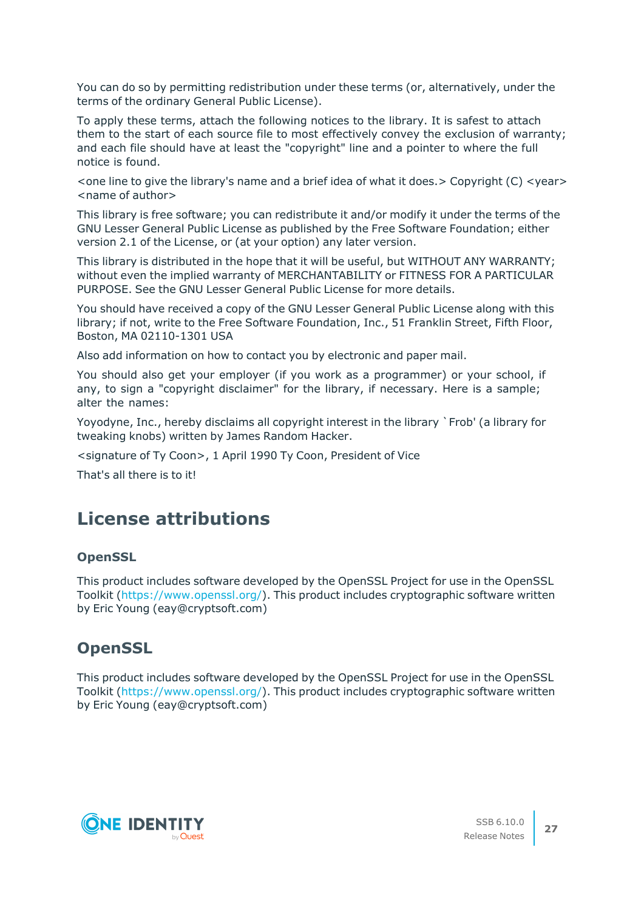You can do so by permitting redistribution under these terms (or, alternatively, under the terms of the ordinary General Public License).

To apply these terms, attach the following notices to the library. It is safest to attach them to the start of each source file to most effectively convey the exclusion of warranty; and each file should have at least the "copyright" line and a pointer to where the full notice is found.

<one line to give the library's name and a brief idea of what it does.> Copyright (C) <year> <name of author>

This library is free software; you can redistribute it and/or modify it under the terms of the GNU Lesser General Public License as published by the Free Software Foundation; either version 2.1 of the License, or (at your option) any later version.

This library is distributed in the hope that it will be useful, but WITHOUT ANY WARRANTY; without even the implied warranty of MERCHANTABILITY or FITNESS FOR A PARTICULAR PURPOSE. See the GNU Lesser General Public License for more details.

You should have received a copy of the GNU Lesser General Public License along with this library; if not, write to the Free Software Foundation, Inc., 51 Franklin Street, Fifth Floor, Boston, MA 02110-1301 USA

Also add information on how to contact you by electronic and paper mail.

You should also get your employer (if you work as a programmer) or your school, if any, to sign a "copyright disclaimer" for the library, if necessary. Here is a sample; alter the names:

Yoyodyne, Inc., hereby disclaims all copyright interest in the library `Frob' (a library for tweaking knobs) written by James Random Hacker.

<signature of Ty Coon>, 1 April 1990 Ty Coon, President of Vice

That's all there is to it!

# License attributions

### OpenSSL

This product includes software developed by the OpenSSL Project for use in the OpenSSL Toolkit (https://www.openssl.org/). This product includes cryptographic software written by Eric Young (eay@cryptsoft.com)

## OpenSSL

This product includes software developed by the OpenSSL Project for use in the OpenSSL Toolkit (https://www.openssl.org/). This product includes cryptographic software written by Eric Young (eay@cryptsoft.com)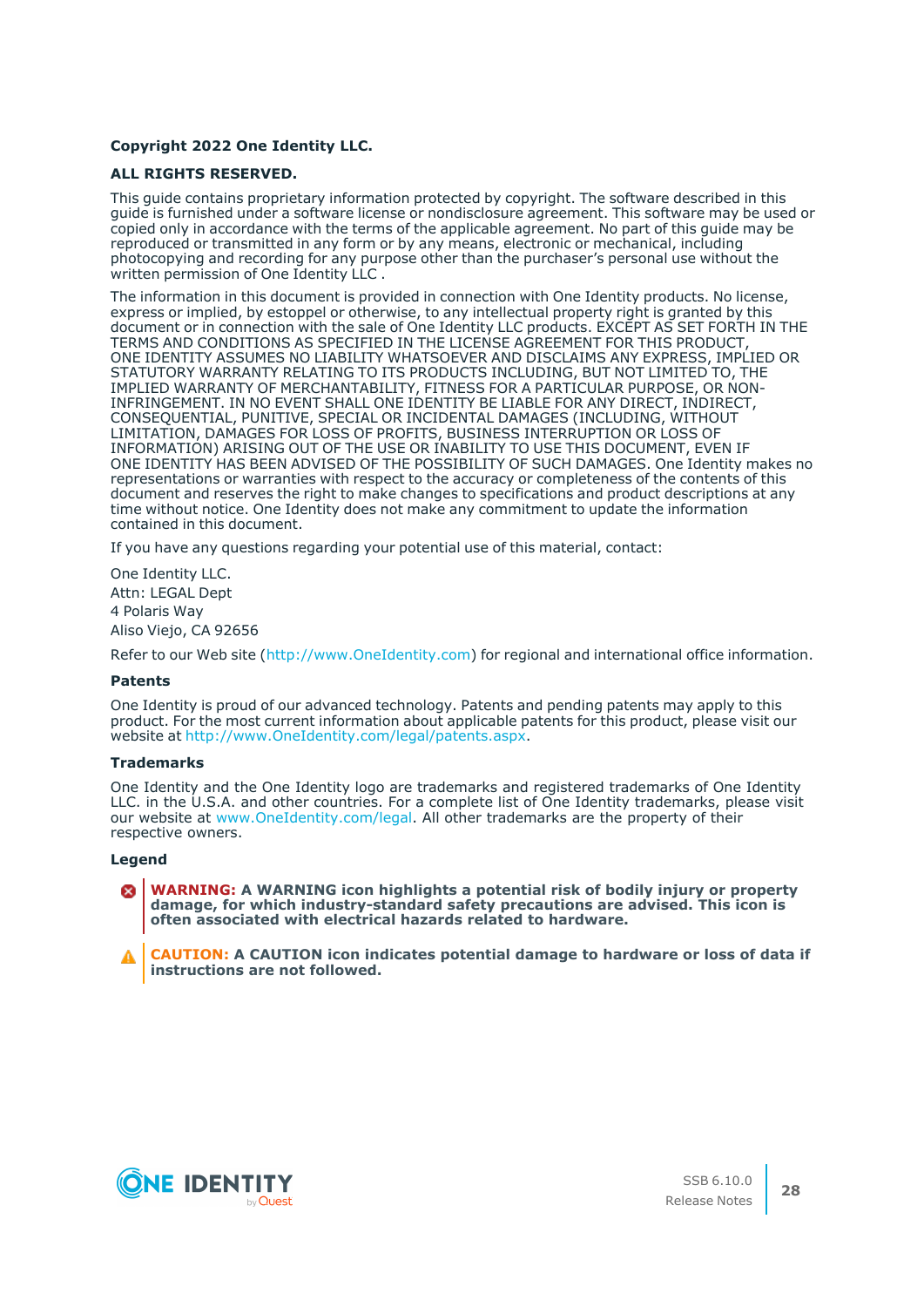**Copyright 2022 One Identity LLC.**

**ALL RIGHTS RESERVED.**

This guide contains proprietary information protected by copyright. The software described in this guide is furnished under a software license or nondisclosure agreement. This software may be used or copied only in accordance with the terms of the applicable agreement. No part of this guide may be reproduced or transmitted in any form or by any means, electronic or mechanical, including photocopying and recording for any purpose other than the purchaser's personal use without the written permission of One Identity LLC .

The information in this document is provided in connection with One Identity products. No license, express or implied, by estoppel or otherwise, to any intellectual property right is granted by this document or in connection with the sale of One Identity LLC products. EXCEPT AS SET FORTH IN THE TERMS AND CONDITIONS AS SPECIFIED IN THE LICENSE AGREEMENT FOR THIS PRODUCT, ONE IDENTITY ASSUMES NO LIABILITY WHATSOEVER AND DISCLAIMS ANY EXPRESS, IMPLIED OR STATUTORY WARRANTY RELATING TO ITS PRODUCTS INCLUDING, BUT NOT LIMITED TO, THE IMPLIED WARRANTY OF MERCHANTABILITY, FITNESS FOR A PARTICULAR PURPOSE, OR NON-INFRINGEMENT. IN NO EVENT SHALL ONE IDENTITY BE LIABLE FOR ANY DIRECT, INDIRECT, CONSEQUENTIAL, PUNITIVE, SPECIAL OR INCIDENTAL DAMAGES (INCLUDING, WITHOUT LIMITATION, DAMAGES FOR LOSS OF PROFITS, BUSINESS INTERRUPTION OR LOSS OF INFORMATION) ARISING OUT OF THE USE OR INABILITY TO USE THIS DOCUMENT, EVEN IF ONE IDENTITY HAS BEEN ADVISED OF THE POSSIBILITY OF SUCH DAMAGES. One Identity makes no representations or warranties with respect to the accuracy or completeness of the contents of this document and reserves the right to make changes to specifications and product descriptions at any time without notice. One Identity does not make any commitment to update the information contained in this document.

If you have any questions regarding your potential use of this material, contact:

One Identity LLC.
Attn: LEGAL Dept
4 Polaris Way
Aliso Viejo, CA 92656

Refer to our Web site (http://www.OneIdentity.com) for regional and international office information.

### Patents

One Identity is proud of our advanced technology. Patents and pending patents may apply to this product. For the most current information about applicable patents for this product, please visit our website at http://www.OneIdentity.com/legal/patents.aspx.

### Trademarks

One Identity and the One Identity logo are trademarks and registered trademarks of One Identity LLC. in the U.S.A. and other countries. For a complete list of One Identity trademarks, please visit our website at www.OneIdentity.com/legal. All other trademarks are the property of their respective owners.

### Legend

**WARNING: A WARNING icon highlights a potential risk of bodily injury or property damage, for which industry-standard safety precautions are advised. This icon is often associated with electrical hazards related to hardware.**

**CAUTION: A CAUTION icon indicates potential damage to hardware or loss of data if instructions are not followed.**